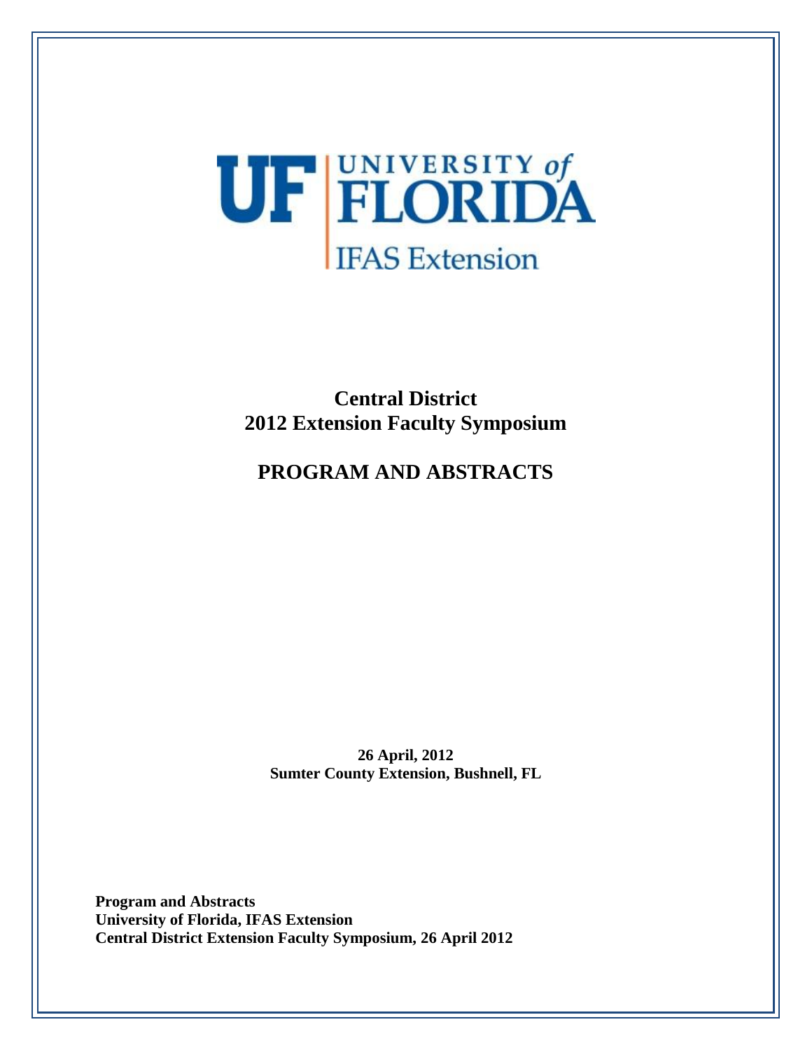UF | UNIVERSITY of FLORIDA

IFAS Extension

# Central District
# 2012 Extension Faculty Symposium

# PROGRAM AND ABSTRACTS

**26 April, 2012**
**Sumter County Extension, Bushnell, FL**

**Program and Abstracts**
**University of Florida, IFAS Extension**
**Central District Extension Faculty Symposium, 26 April 2012**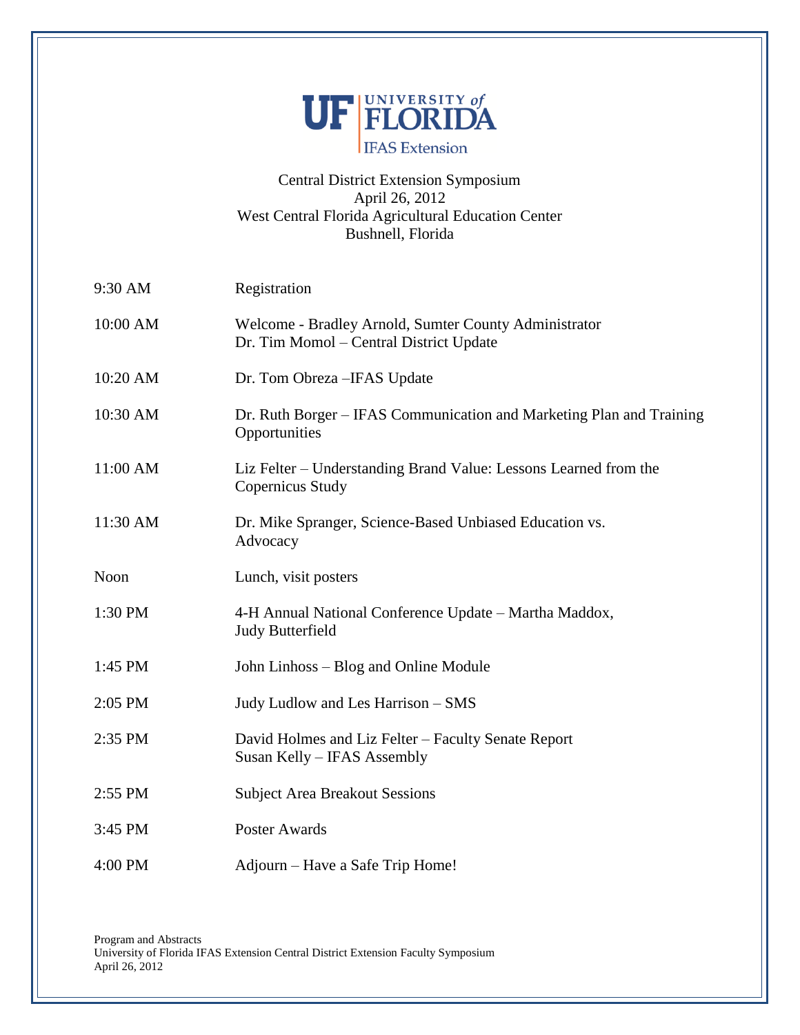UF | UNIVERSITY of FLORIDA
IFAS Extension

# Central District Extension Symposium
April 26, 2012
West Central Florida Agricultural Education Center
Bushnell, Florida

| | |
|---|---|
| 9:30 AM | Registration |
| 10:00 AM | Welcome - Bradley Arnold, Sumter County Administrator<br>Dr. Tim Momol – Central District Update |
| 10:20 AM | Dr. Tom Obreza –IFAS Update |
| 10:30 AM | Dr. Ruth Borger – IFAS Communication and Marketing Plan and Training Opportunities |
| 11:00 AM | Liz Felter – Understanding Brand Value: Lessons Learned from the Copernicus Study |
| 11:30 AM | Dr. Mike Spranger, Science-Based Unbiased Education vs. Advocacy |
| Noon | Lunch, visit posters |
| 1:30 PM | 4-H Annual National Conference Update – Martha Maddox, Judy Butterfield |
| 1:45 PM | John Linhoss – Blog and Online Module |
| 2:05 PM | Judy Ludlow and Les Harrison – SMS |
| 2:35 PM | David Holmes and Liz Felter – Faculty Senate Report<br>Susan Kelly – IFAS Assembly |
| 2:55 PM | Subject Area Breakout Sessions |
| 3:45 PM | Poster Awards |
| 4:00 PM | Adjourn – Have a Safe Trip Home! |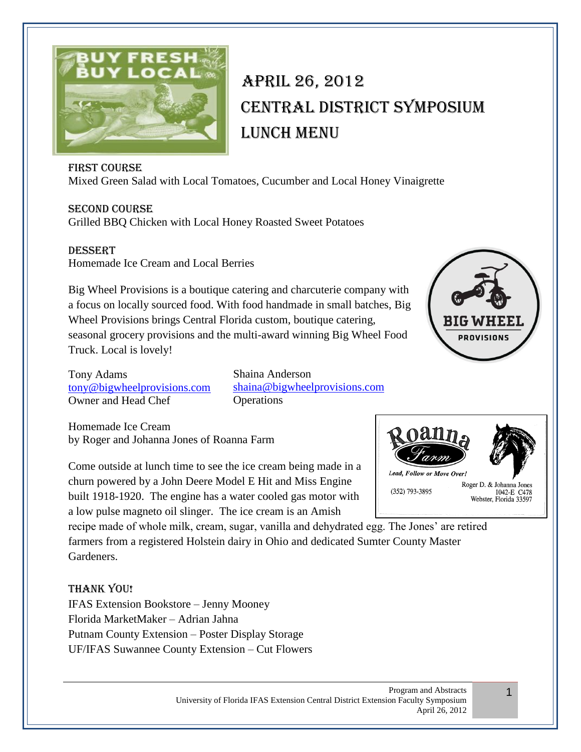# April 26, 2012
# Central District Symposium
# Lunch Menu

### First Course
Mixed Green Salad with Local Tomatoes, Cucumber and Local Honey Vinaigrette

### Second Course
Grilled BBQ Chicken with Local Honey Roasted Sweet Potatoes

### Dessert
Homemade Ice Cream and Local Berries

Big Wheel Provisions is a boutique catering and charcuterie company with a focus on locally sourced food. With food handmade in small batches, Big Wheel Provisions brings Central Florida custom, boutique catering, seasonal grocery provisions and the multi-award winning Big Wheel Food Truck. Local is lovely!

Tony Adams
tony@bigwheelprovisions.com
Owner and Head Chef

Shaina Anderson
shaina@bigwheelprovisions.com
Operations

Homemade Ice Cream
by Roger and Johanna Jones of Roanna Farm

Come outside at lunch time to see the ice cream being made in a churn powered by a John Deere Model E Hit and Miss Engine built 1918-1920. The engine has a water cooled gas motor with a low pulse magneto oil slinger. The ice cream is an Amish recipe made of whole milk, cream, sugar, vanilla and dehydrated egg. The Jones' are retired farmers from a registered Holstein dairy in Ohio and dedicated Sumter County Master Gardeners.

Roanna Farm
*Lead, Follow or Move Over!*
(352) 793-3895
Roger D. & Johanna Jones
1042-E C478
Webster, Florida 33597

### Thank You!
IFAS Extension Bookstore – Jenny Mooney
Florida MarketMaker – Adrian Jahna
Putnam County Extension – Poster Display Storage
UF/IFAS Suwannee County Extension – Cut Flowers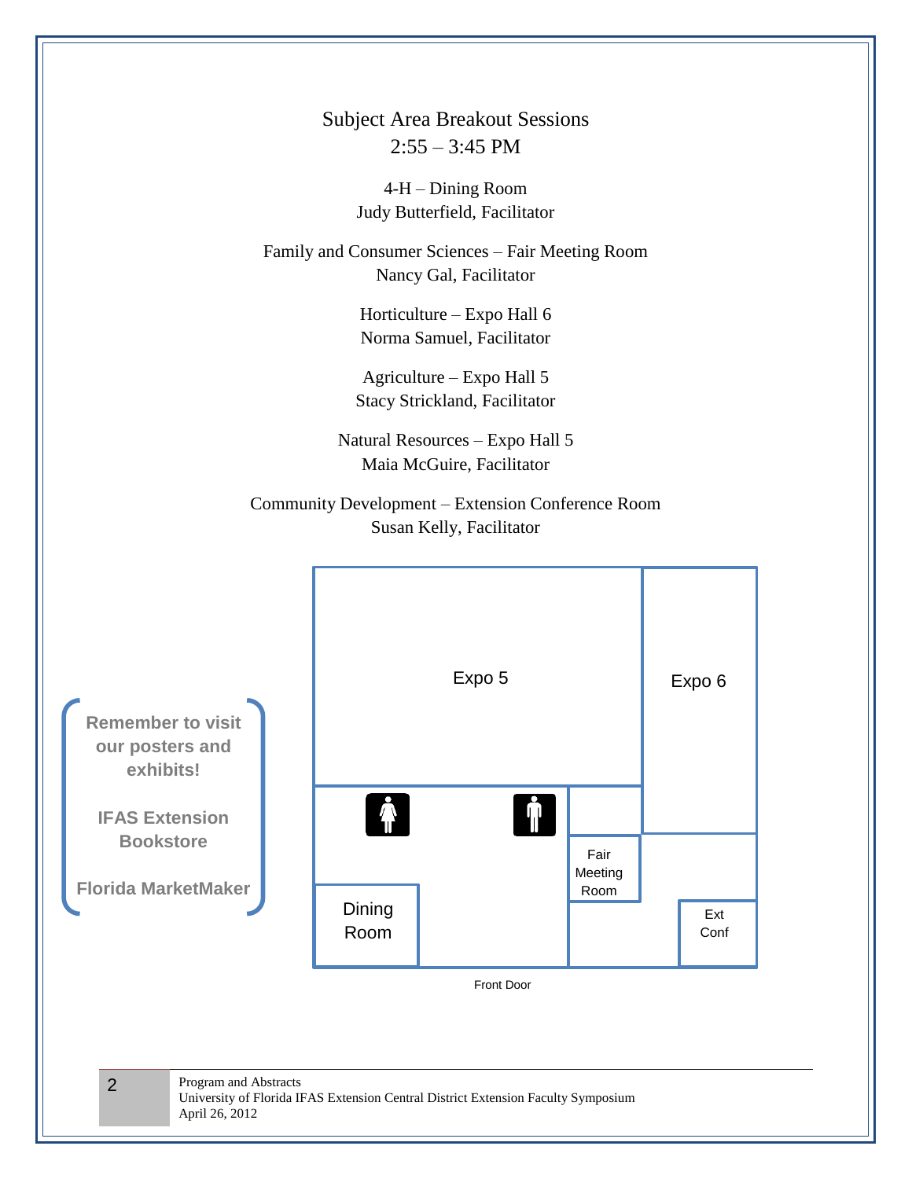# Subject Area Breakout Sessions
## 2:55 – 3:45 PM

4-H – Dining Room
Judy Butterfield, Facilitator

Family and Consumer Sciences – Fair Meeting Room
Nancy Gal, Facilitator

Horticulture – Expo Hall 6
Norma Samuel, Facilitator

Agriculture – Expo Hall 5
Stacy Strickland, Facilitator

Natural Resources – Expo Hall 5
Maia McGuire, Facilitator

Community Development – Extension Conference Room
Susan Kelly, Facilitator

Expo 5

Expo 6

Fair Meeting Room

Dining Room

Ext Conf

Front Door

**Remember to visit our posters and exhibits!**

**IFAS Extension Bookstore**

**Florida MarketMaker**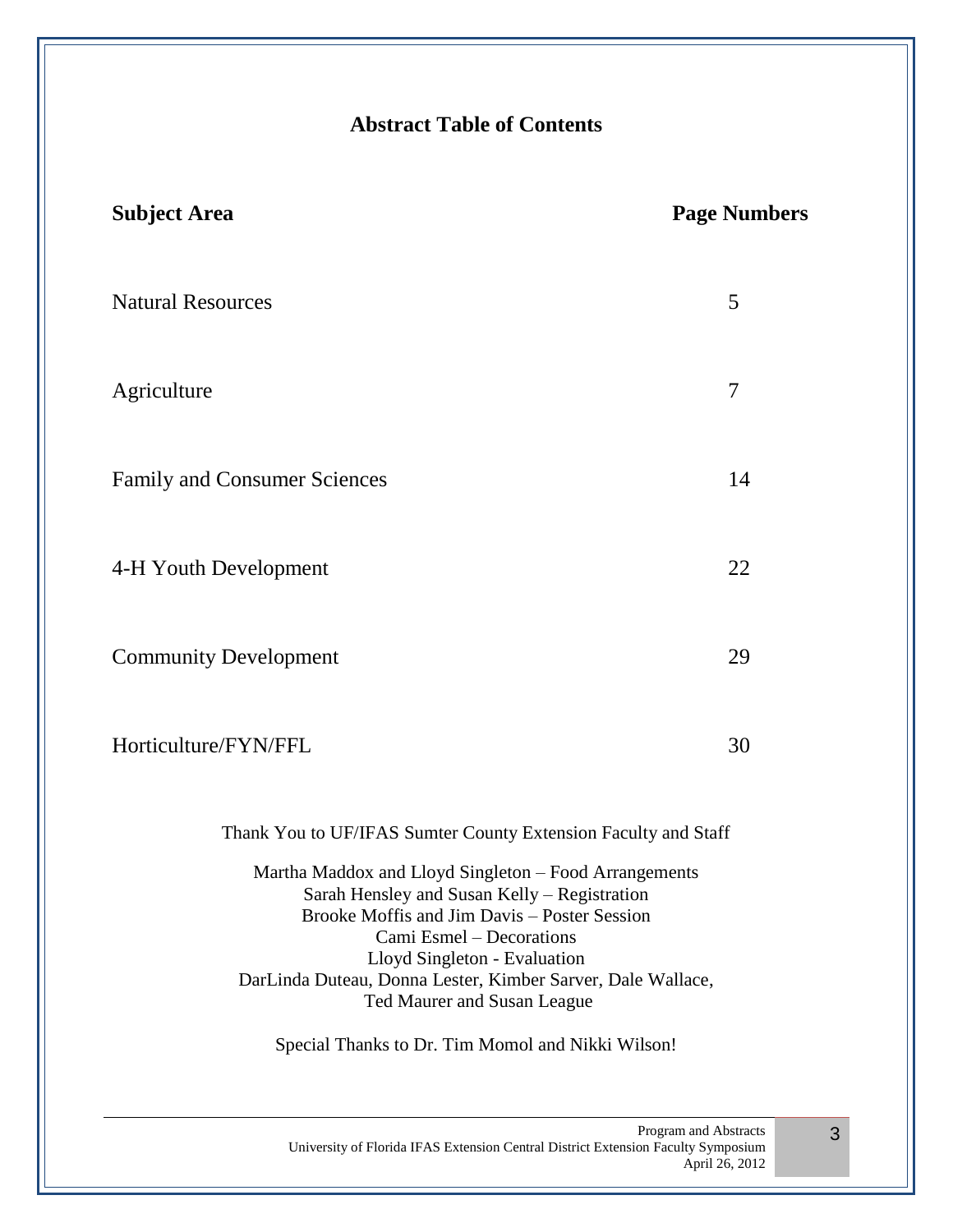# Abstract Table of Contents

| Subject Area | Page Numbers |
|---|---|
| Natural Resources | 5 |
| Agriculture | 7 |
| Family and Consumer Sciences | 14 |
| 4-H Youth Development | 22 |
| Community Development | 29 |
| Horticulture/FYN/FFL | 30 |

Thank You to UF/IFAS Sumter County Extension Faculty and Staff

Martha Maddox and Lloyd Singleton – Food Arrangements
Sarah Hensley and Susan Kelly – Registration
Brooke Moffis and Jim Davis – Poster Session
Cami Esmel – Decorations
Lloyd Singleton - Evaluation
DarLinda Duteau, Donna Lester, Kimber Sarver, Dale Wallace,
Ted Maurer and Susan League

Special Thanks to Dr. Tim Momol and Nikki Wilson!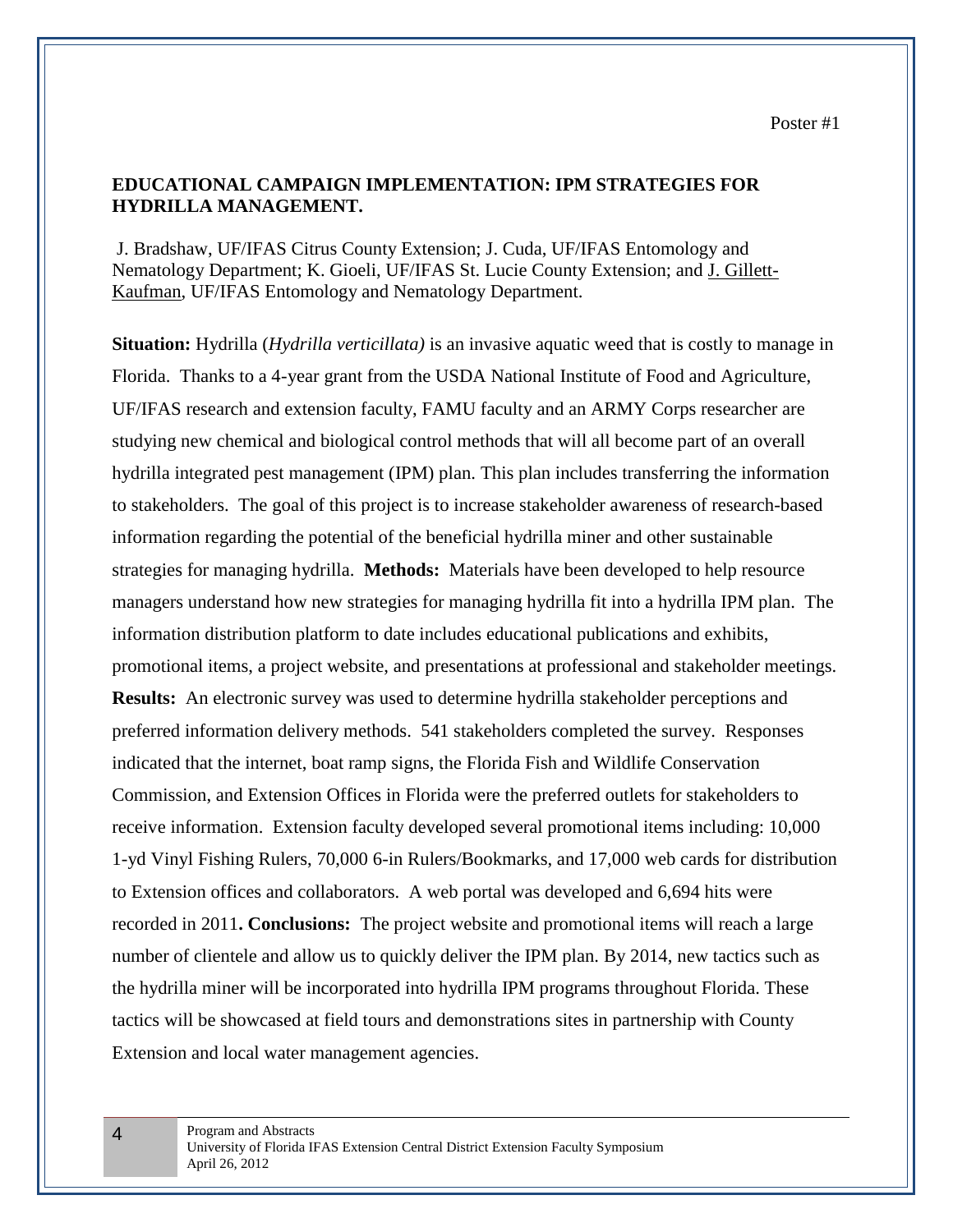Poster #1

## EDUCATIONAL CAMPAIGN IMPLEMENTATION: IPM STRATEGIES FOR HYDRILLA MANAGEMENT.

J. Bradshaw, UF/IFAS Citrus County Extension; J. Cuda, UF/IFAS Entomology and Nematology Department; K. Gioeli, UF/IFAS St. Lucie County Extension; and J. Gillett-Kaufman, UF/IFAS Entomology and Nematology Department.

**Situation:** Hydrilla (*Hydrilla verticillata)* is an invasive aquatic weed that is costly to manage in Florida. Thanks to a 4-year grant from the USDA National Institute of Food and Agriculture, UF/IFAS research and extension faculty, FAMU faculty and an ARMY Corps researcher are studying new chemical and biological control methods that will all become part of an overall hydrilla integrated pest management (IPM) plan. This plan includes transferring the information to stakeholders. The goal of this project is to increase stakeholder awareness of research-based information regarding the potential of the beneficial hydrilla miner and other sustainable strategies for managing hydrilla. **Methods:** Materials have been developed to help resource managers understand how new strategies for managing hydrilla fit into a hydrilla IPM plan. The information distribution platform to date includes educational publications and exhibits, promotional items, a project website, and presentations at professional and stakeholder meetings. **Results:** An electronic survey was used to determine hydrilla stakeholder perceptions and preferred information delivery methods. 541 stakeholders completed the survey. Responses indicated that the internet, boat ramp signs, the Florida Fish and Wildlife Conservation Commission, and Extension Offices in Florida were the preferred outlets for stakeholders to receive information. Extension faculty developed several promotional items including: 10,000 1-yd Vinyl Fishing Rulers, 70,000 6-in Rulers/Bookmarks, and 17,000 web cards for distribution to Extension offices and collaborators. A web portal was developed and 6,694 hits were recorded in 2011**. Conclusions:** The project website and promotional items will reach a large number of clientele and allow us to quickly deliver the IPM plan. By 2014, new tactics such as the hydrilla miner will be incorporated into hydrilla IPM programs throughout Florida. These tactics will be showcased at field tours and demonstrations sites in partnership with County Extension and local water management agencies.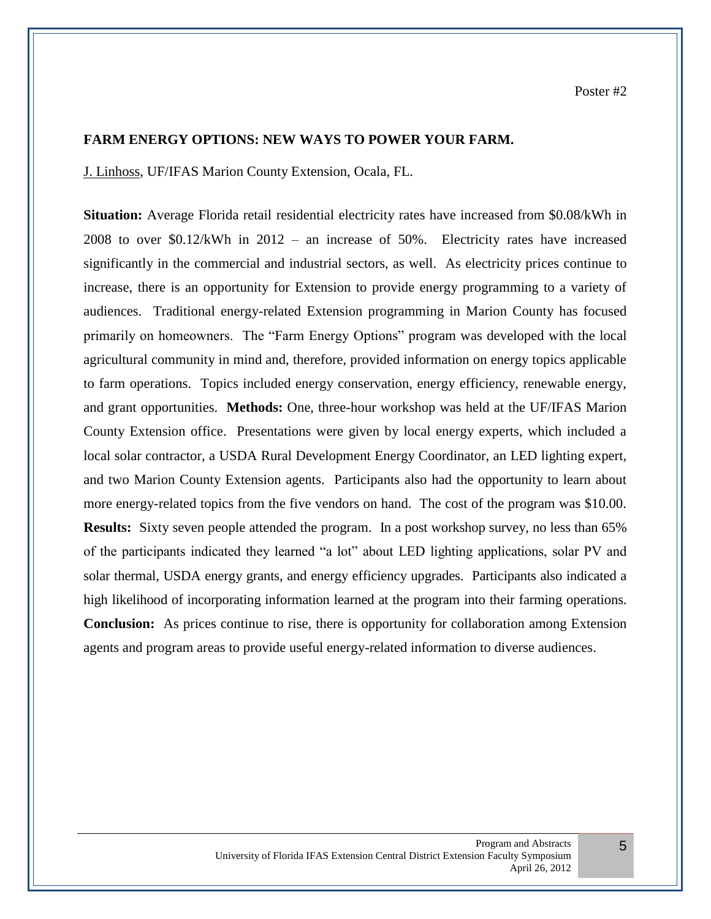Poster #2

**FARM ENERGY OPTIONS: NEW WAYS TO POWER YOUR FARM.**

J. Linhoss, UF/IFAS Marion County Extension, Ocala, FL.

**Situation:** Average Florida retail residential electricity rates have increased from $0.08/kWh in 2008 to over $0.12/kWh in 2012 – an increase of 50%. Electricity rates have increased significantly in the commercial and industrial sectors, as well. As electricity prices continue to increase, there is an opportunity for Extension to provide energy programming to a variety of audiences. Traditional energy-related Extension programming in Marion County has focused primarily on homeowners. The "Farm Energy Options" program was developed with the local agricultural community in mind and, therefore, provided information on energy topics applicable to farm operations. Topics included energy conservation, energy efficiency, renewable energy, and grant opportunities. **Methods:** One, three-hour workshop was held at the UF/IFAS Marion County Extension office. Presentations were given by local energy experts, which included a local solar contractor, a USDA Rural Development Energy Coordinator, an LED lighting expert, and two Marion County Extension agents. Participants also had the opportunity to learn about more energy-related topics from the five vendors on hand. The cost of the program was $10.00. **Results:** Sixty seven people attended the program. In a post workshop survey, no less than 65% of the participants indicated they learned "a lot" about LED lighting applications, solar PV and solar thermal, USDA energy grants, and energy efficiency upgrades. Participants also indicated a high likelihood of incorporating information learned at the program into their farming operations. **Conclusion:** As prices continue to rise, there is opportunity for collaboration among Extension agents and program areas to provide useful energy-related information to diverse audiences.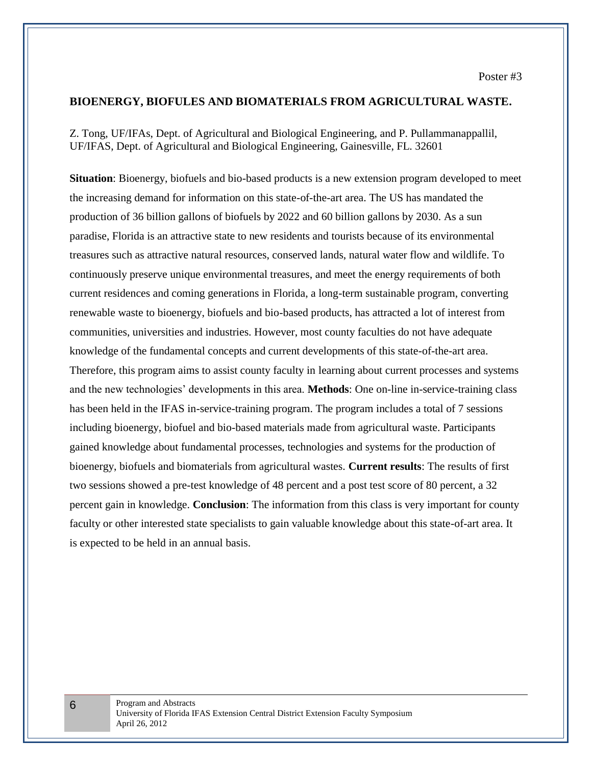Poster #3

## BIOENERGY, BIOFULES AND BIOMATERIALS FROM AGRICULTURAL WASTE.

Z. Tong, UF/IFAs, Dept. of Agricultural and Biological Engineering, and P. Pullammanappallil, UF/IFAS, Dept. of Agricultural and Biological Engineering, Gainesville, FL. 32601

**Situation**: Bioenergy, biofuels and bio-based products is a new extension program developed to meet the increasing demand for information on this state-of-the-art area. The US has mandated the production of 36 billion gallons of biofuels by 2022 and 60 billion gallons by 2030. As a sun paradise, Florida is an attractive state to new residents and tourists because of its environmental treasures such as attractive natural resources, conserved lands, natural water flow and wildlife. To continuously preserve unique environmental treasures, and meet the energy requirements of both current residences and coming generations in Florida, a long-term sustainable program, converting renewable waste to bioenergy, biofuels and bio-based products, has attracted a lot of interest from communities, universities and industries. However, most county faculties do not have adequate knowledge of the fundamental concepts and current developments of this state-of-the-art area. Therefore, this program aims to assist county faculty in learning about current processes and systems and the new technologies' developments in this area. **Methods**: One on-line in-service-training class has been held in the IFAS in-service-training program. The program includes a total of 7 sessions including bioenergy, biofuel and bio-based materials made from agricultural waste. Participants gained knowledge about fundamental processes, technologies and systems for the production of bioenergy, biofuels and biomaterials from agricultural wastes. **Current results**: The results of first two sessions showed a pre-test knowledge of 48 percent and a post test score of 80 percent, a 32 percent gain in knowledge. **Conclusion**: The information from this class is very important for county faculty or other interested state specialists to gain valuable knowledge about this state-of-art area. It is expected to be held in an annual basis.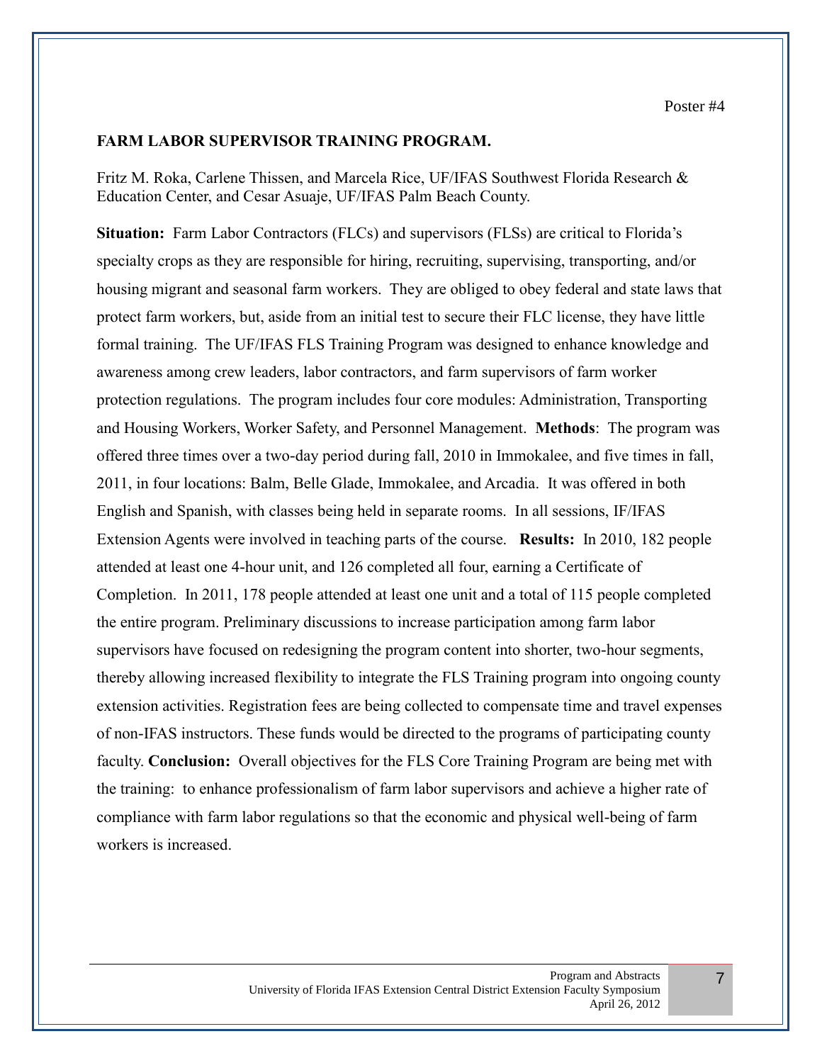Poster #4

## FARM LABOR SUPERVISOR TRAINING PROGRAM.

Fritz M. Roka, Carlene Thissen, and Marcela Rice, UF/IFAS Southwest Florida Research & Education Center, and Cesar Asuaje, UF/IFAS Palm Beach County.

**Situation:** Farm Labor Contractors (FLCs) and supervisors (FLSs) are critical to Florida's specialty crops as they are responsible for hiring, recruiting, supervising, transporting, and/or housing migrant and seasonal farm workers. They are obliged to obey federal and state laws that protect farm workers, but, aside from an initial test to secure their FLC license, they have little formal training. The UF/IFAS FLS Training Program was designed to enhance knowledge and awareness among crew leaders, labor contractors, and farm supervisors of farm worker protection regulations. The program includes four core modules: Administration, Transporting and Housing Workers, Worker Safety, and Personnel Management. **Methods**: The program was offered three times over a two-day period during fall, 2010 in Immokalee, and five times in fall, 2011, in four locations: Balm, Belle Glade, Immokalee, and Arcadia. It was offered in both English and Spanish, with classes being held in separate rooms. In all sessions, IF/IFAS Extension Agents were involved in teaching parts of the course. **Results:** In 2010, 182 people attended at least one 4-hour unit, and 126 completed all four, earning a Certificate of Completion. In 2011, 178 people attended at least one unit and a total of 115 people completed the entire program. Preliminary discussions to increase participation among farm labor supervisors have focused on redesigning the program content into shorter, two-hour segments, thereby allowing increased flexibility to integrate the FLS Training program into ongoing county extension activities. Registration fees are being collected to compensate time and travel expenses of non-IFAS instructors. These funds would be directed to the programs of participating county faculty. **Conclusion:** Overall objectives for the FLS Core Training Program are being met with the training: to enhance professionalism of farm labor supervisors and achieve a higher rate of compliance with farm labor regulations so that the economic and physical well-being of farm workers is increased.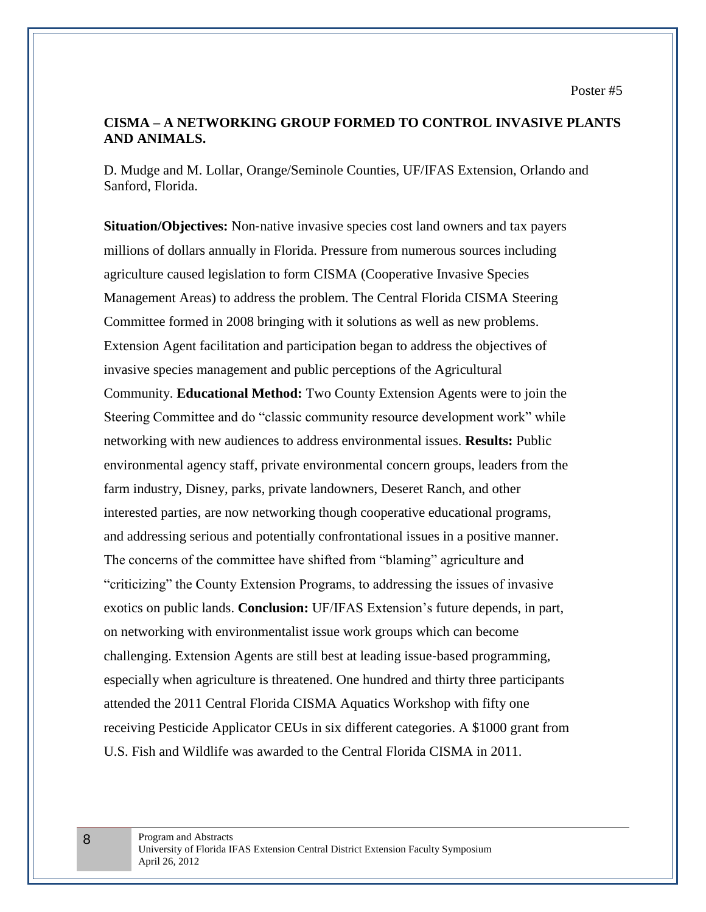Poster #5

## CISMA – A NETWORKING GROUP FORMED TO CONTROL INVASIVE PLANTS AND ANIMALS.

D. Mudge and M. Lollar, Orange/Seminole Counties, UF/IFAS Extension, Orlando and Sanford, Florida.

**Situation/Objectives:** Non-native invasive species cost land owners and tax payers millions of dollars annually in Florida. Pressure from numerous sources including agriculture caused legislation to form CISMA (Cooperative Invasive Species Management Areas) to address the problem. The Central Florida CISMA Steering Committee formed in 2008 bringing with it solutions as well as new problems. Extension Agent facilitation and participation began to address the objectives of invasive species management and public perceptions of the Agricultural Community. **Educational Method:** Two County Extension Agents were to join the Steering Committee and do "classic community resource development work" while networking with new audiences to address environmental issues. **Results:** Public environmental agency staff, private environmental concern groups, leaders from the farm industry, Disney, parks, private landowners, Deseret Ranch, and other interested parties, are now networking though cooperative educational programs, and addressing serious and potentially confrontational issues in a positive manner. The concerns of the committee have shifted from "blaming" agriculture and "criticizing" the County Extension Programs, to addressing the issues of invasive exotics on public lands. **Conclusion:** UF/IFAS Extension's future depends, in part, on networking with environmentalist issue work groups which can become challenging. Extension Agents are still best at leading issue-based programming, especially when agriculture is threatened. One hundred and thirty three participants attended the 2011 Central Florida CISMA Aquatics Workshop with fifty one receiving Pesticide Applicator CEUs in six different categories. A $1000 grant from U.S. Fish and Wildlife was awarded to the Central Florida CISMA in 2011.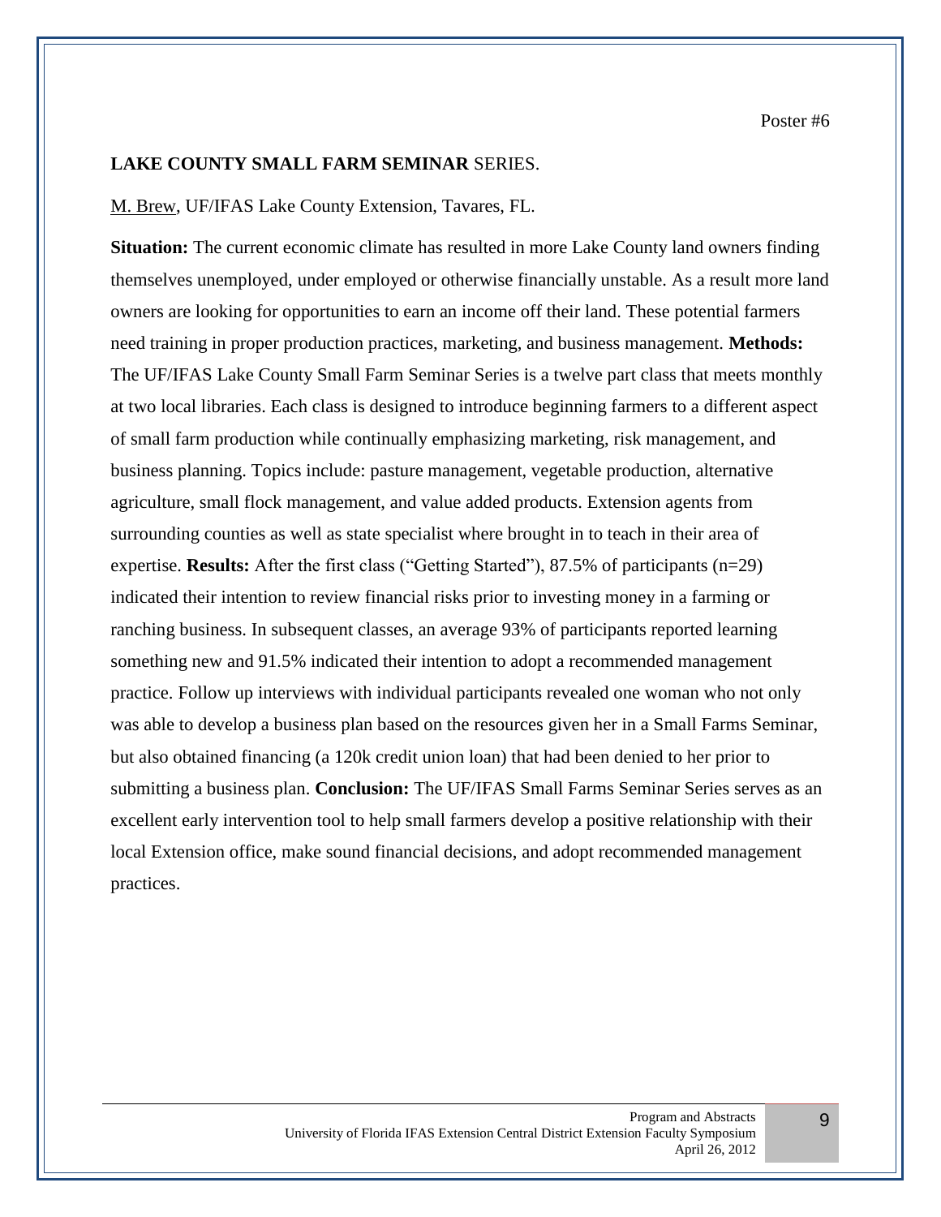Poster #6

**LAKE COUNTY SMALL FARM SEMINAR** SERIES.

M. Brew, UF/IFAS Lake County Extension, Tavares, FL.

**Situation:** The current economic climate has resulted in more Lake County land owners finding themselves unemployed, under employed or otherwise financially unstable. As a result more land owners are looking for opportunities to earn an income off their land. These potential farmers need training in proper production practices, marketing, and business management. **Methods:** The UF/IFAS Lake County Small Farm Seminar Series is a twelve part class that meets monthly at two local libraries. Each class is designed to introduce beginning farmers to a different aspect of small farm production while continually emphasizing marketing, risk management, and business planning. Topics include: pasture management, vegetable production, alternative agriculture, small flock management, and value added products. Extension agents from surrounding counties as well as state specialist where brought in to teach in their area of expertise. **Results:** After the first class ("Getting Started"), 87.5% of participants (n=29) indicated their intention to review financial risks prior to investing money in a farming or ranching business. In subsequent classes, an average 93% of participants reported learning something new and 91.5% indicated their intention to adopt a recommended management practice. Follow up interviews with individual participants revealed one woman who not only was able to develop a business plan based on the resources given her in a Small Farms Seminar, but also obtained financing (a 120k credit union loan) that had been denied to her prior to submitting a business plan. **Conclusion:** The UF/IFAS Small Farms Seminar Series serves as an excellent early intervention tool to help small farmers develop a positive relationship with their local Extension office, make sound financial decisions, and adopt recommended management practices.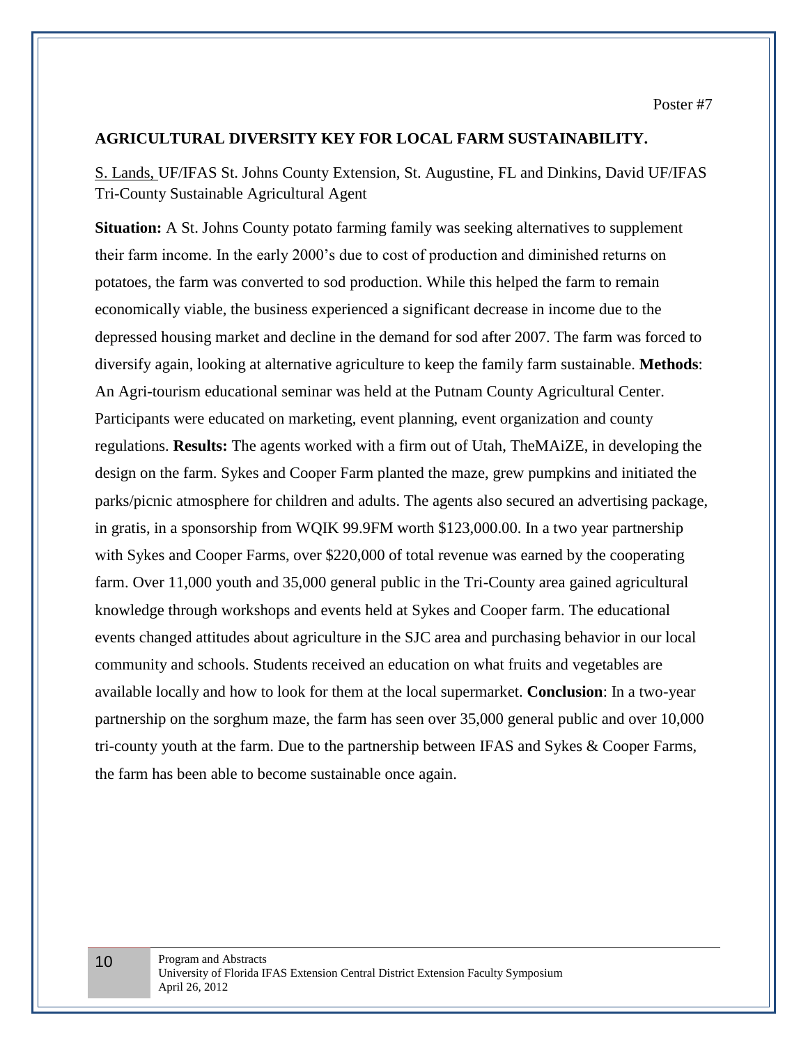Poster #7

## AGRICULTURAL DIVERSITY KEY FOR LOCAL FARM SUSTAINABILITY.

S. Lands, UF/IFAS St. Johns County Extension, St. Augustine, FL and Dinkins, David UF/IFAS Tri-County Sustainable Agricultural Agent

**Situation:** A St. Johns County potato farming family was seeking alternatives to supplement their farm income. In the early 2000's due to cost of production and diminished returns on potatoes, the farm was converted to sod production. While this helped the farm to remain economically viable, the business experienced a significant decrease in income due to the depressed housing market and decline in the demand for sod after 2007. The farm was forced to diversify again, looking at alternative agriculture to keep the family farm sustainable. **Methods**: An Agri-tourism educational seminar was held at the Putnam County Agricultural Center. Participants were educated on marketing, event planning, event organization and county regulations. **Results:** The agents worked with a firm out of Utah, TheMAiZE, in developing the design on the farm. Sykes and Cooper Farm planted the maze, grew pumpkins and initiated the parks/picnic atmosphere for children and adults. The agents also secured an advertising package, in gratis, in a sponsorship from WQIK 99.9FM worth $123,000.00. In a two year partnership with Sykes and Cooper Farms, over $220,000 of total revenue was earned by the cooperating farm. Over 11,000 youth and 35,000 general public in the Tri-County area gained agricultural knowledge through workshops and events held at Sykes and Cooper farm. The educational events changed attitudes about agriculture in the SJC area and purchasing behavior in our local community and schools. Students received an education on what fruits and vegetables are available locally and how to look for them at the local supermarket. **Conclusion**: In a two-year partnership on the sorghum maze, the farm has seen over 35,000 general public and over 10,000 tri-county youth at the farm. Due to the partnership between IFAS and Sykes & Cooper Farms, the farm has been able to become sustainable once again.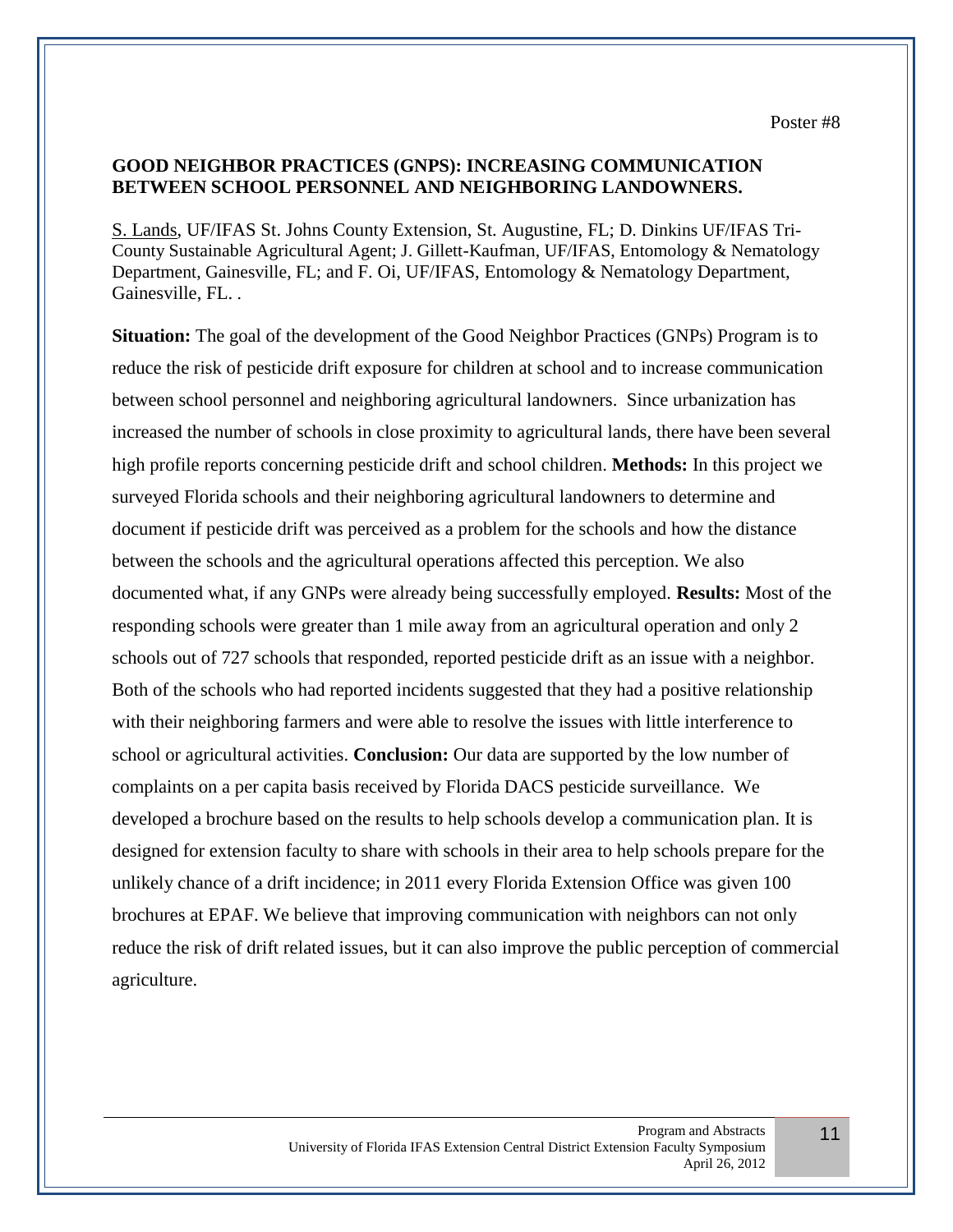Poster #8

## GOOD NEIGHBOR PRACTICES (GNPS): INCREASING COMMUNICATION BETWEEN SCHOOL PERSONNEL AND NEIGHBORING LANDOWNERS.

S. Lands, UF/IFAS St. Johns County Extension, St. Augustine, FL; D. Dinkins UF/IFAS Tri-County Sustainable Agricultural Agent; J. Gillett-Kaufman, UF/IFAS, Entomology & Nematology Department, Gainesville, FL; and F. Oi, UF/IFAS, Entomology & Nematology Department, Gainesville, FL. .

**Situation:** The goal of the development of the Good Neighbor Practices (GNPs) Program is to reduce the risk of pesticide drift exposure for children at school and to increase communication between school personnel and neighboring agricultural landowners. Since urbanization has increased the number of schools in close proximity to agricultural lands, there have been several high profile reports concerning pesticide drift and school children. **Methods:** In this project we surveyed Florida schools and their neighboring agricultural landowners to determine and document if pesticide drift was perceived as a problem for the schools and how the distance between the schools and the agricultural operations affected this perception. We also documented what, if any GNPs were already being successfully employed. **Results:** Most of the responding schools were greater than 1 mile away from an agricultural operation and only 2 schools out of 727 schools that responded, reported pesticide drift as an issue with a neighbor. Both of the schools who had reported incidents suggested that they had a positive relationship with their neighboring farmers and were able to resolve the issues with little interference to school or agricultural activities. **Conclusion:** Our data are supported by the low number of complaints on a per capita basis received by Florida DACS pesticide surveillance. We developed a brochure based on the results to help schools develop a communication plan. It is designed for extension faculty to share with schools in their area to help schools prepare for the unlikely chance of a drift incidence; in 2011 every Florida Extension Office was given 100 brochures at EPAF. We believe that improving communication with neighbors can not only reduce the risk of drift related issues, but it can also improve the public perception of commercial agriculture.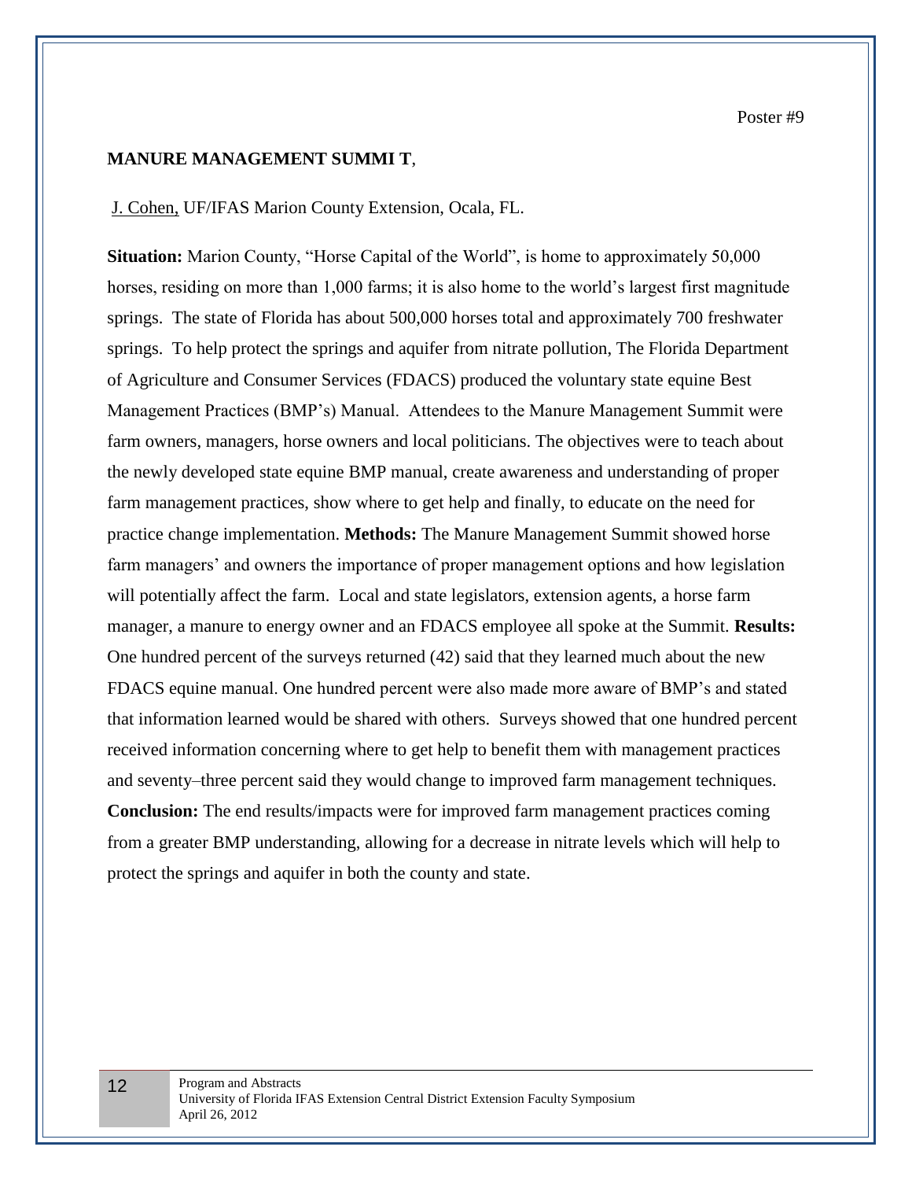Poster #9

## MANURE MANAGEMENT SUMMI T,

J. Cohen, UF/IFAS Marion County Extension, Ocala, FL.

**Situation:** Marion County, "Horse Capital of the World", is home to approximately 50,000 horses, residing on more than 1,000 farms; it is also home to the world's largest first magnitude springs. The state of Florida has about 500,000 horses total and approximately 700 freshwater springs. To help protect the springs and aquifer from nitrate pollution, The Florida Department of Agriculture and Consumer Services (FDACS) produced the voluntary state equine Best Management Practices (BMP's) Manual. Attendees to the Manure Management Summit were farm owners, managers, horse owners and local politicians. The objectives were to teach about the newly developed state equine BMP manual, create awareness and understanding of proper farm management practices, show where to get help and finally, to educate on the need for practice change implementation. **Methods:** The Manure Management Summit showed horse farm managers' and owners the importance of proper management options and how legislation will potentially affect the farm. Local and state legislators, extension agents, a horse farm manager, a manure to energy owner and an FDACS employee all spoke at the Summit. **Results:** One hundred percent of the surveys returned (42) said that they learned much about the new FDACS equine manual. One hundred percent were also made more aware of BMP's and stated that information learned would be shared with others. Surveys showed that one hundred percent received information concerning where to get help to benefit them with management practices and seventy–three percent said they would change to improved farm management techniques. **Conclusion:** The end results/impacts were for improved farm management practices coming from a greater BMP understanding, allowing for a decrease in nitrate levels which will help to protect the springs and aquifer in both the county and state.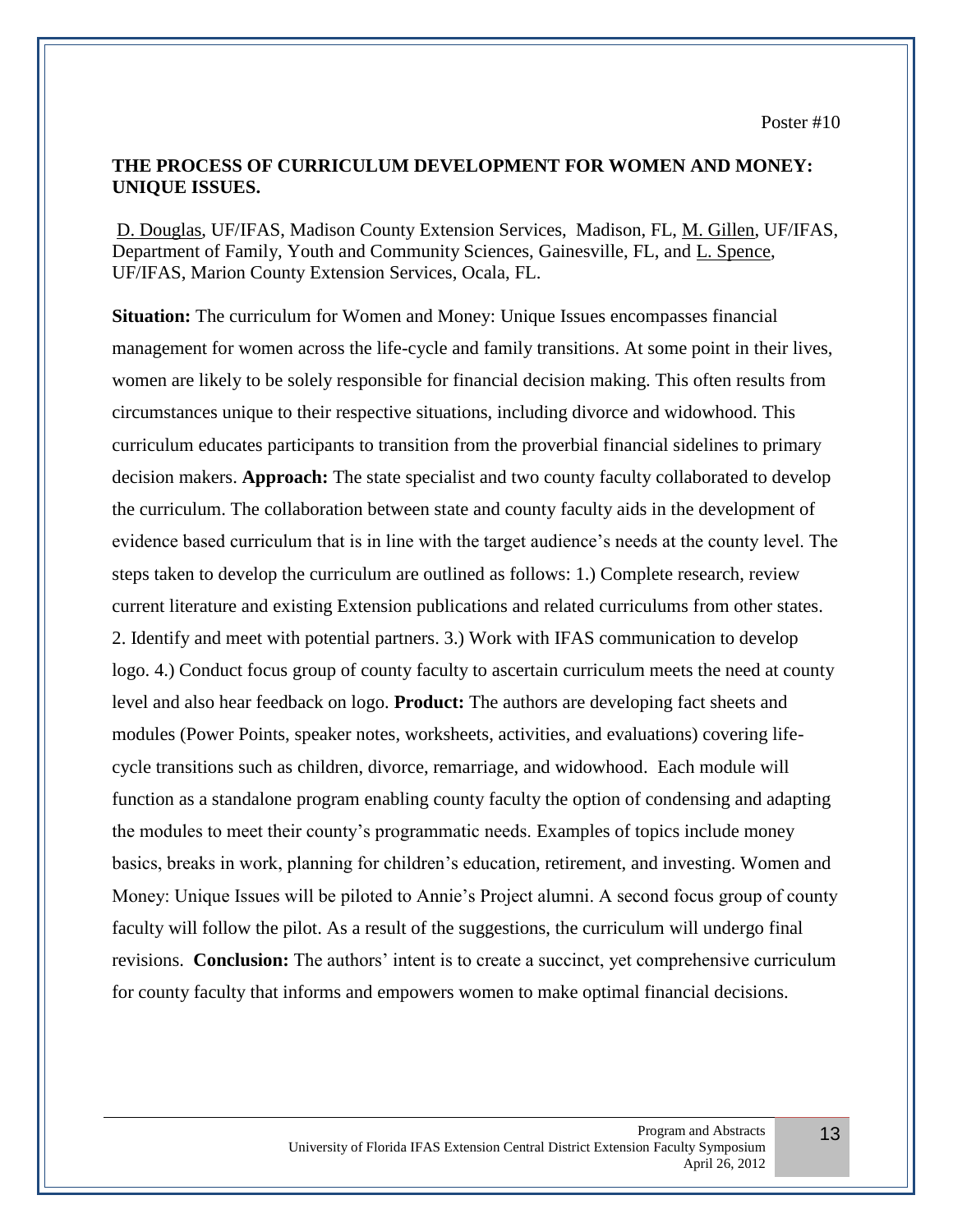Poster #10

## THE PROCESS OF CURRICULUM DEVELOPMENT FOR WOMEN AND MONEY: UNIQUE ISSUES.

D. Douglas, UF/IFAS, Madison County Extension Services, Madison, FL, M. Gillen, UF/IFAS, Department of Family, Youth and Community Sciences, Gainesville, FL, and L. Spence, UF/IFAS, Marion County Extension Services, Ocala, FL.

**Situation:** The curriculum for Women and Money: Unique Issues encompasses financial management for women across the life-cycle and family transitions. At some point in their lives, women are likely to be solely responsible for financial decision making. This often results from circumstances unique to their respective situations, including divorce and widowhood. This curriculum educates participants to transition from the proverbial financial sidelines to primary decision makers. **Approach:** The state specialist and two county faculty collaborated to develop the curriculum. The collaboration between state and county faculty aids in the development of evidence based curriculum that is in line with the target audience's needs at the county level. The steps taken to develop the curriculum are outlined as follows: 1.) Complete research, review current literature and existing Extension publications and related curriculums from other states. 2. Identify and meet with potential partners. 3.) Work with IFAS communication to develop logo. 4.) Conduct focus group of county faculty to ascertain curriculum meets the need at county level and also hear feedback on logo. **Product:** The authors are developing fact sheets and modules (Power Points, speaker notes, worksheets, activities, and evaluations) covering life-cycle transitions such as children, divorce, remarriage, and widowhood. Each module will function as a standalone program enabling county faculty the option of condensing and adapting the modules to meet their county's programmatic needs. Examples of topics include money basics, breaks in work, planning for children's education, retirement, and investing. Women and Money: Unique Issues will be piloted to Annie's Project alumni. A second focus group of county faculty will follow the pilot. As a result of the suggestions, the curriculum will undergo final revisions. **Conclusion:** The authors' intent is to create a succinct, yet comprehensive curriculum for county faculty that informs and empowers women to make optimal financial decisions.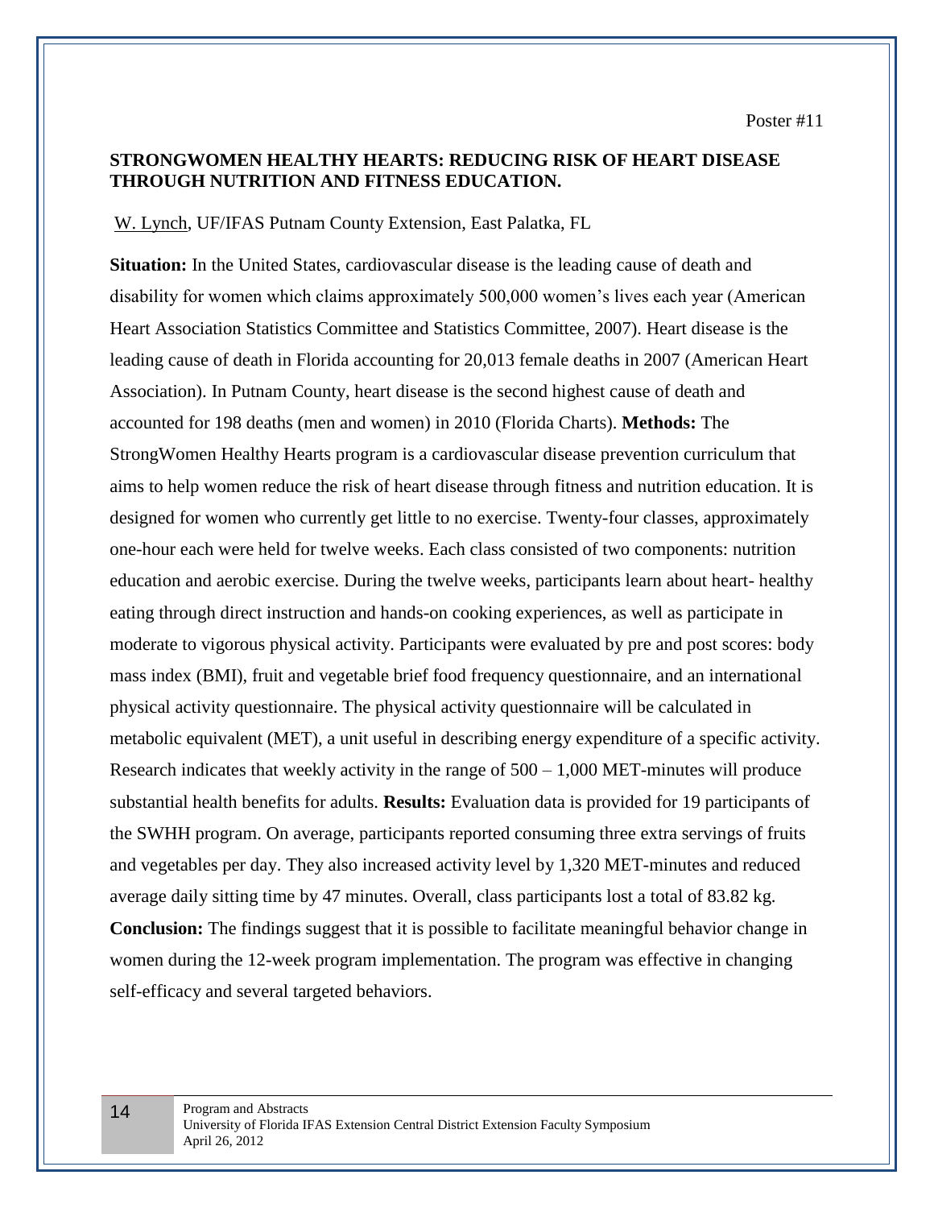Poster #11

## STRONGWOMEN HEALTHY HEARTS: REDUCING RISK OF HEART DISEASE THROUGH NUTRITION AND FITNESS EDUCATION.

W. Lynch, UF/IFAS Putnam County Extension, East Palatka, FL

**Situation:** In the United States, cardiovascular disease is the leading cause of death and disability for women which claims approximately 500,000 women's lives each year (American Heart Association Statistics Committee and Statistics Committee, 2007). Heart disease is the leading cause of death in Florida accounting for 20,013 female deaths in 2007 (American Heart Association). In Putnam County, heart disease is the second highest cause of death and accounted for 198 deaths (men and women) in 2010 (Florida Charts). **Methods:** The StrongWomen Healthy Hearts program is a cardiovascular disease prevention curriculum that aims to help women reduce the risk of heart disease through fitness and nutrition education. It is designed for women who currently get little to no exercise. Twenty-four classes, approximately one-hour each were held for twelve weeks. Each class consisted of two components: nutrition education and aerobic exercise. During the twelve weeks, participants learn about heart- healthy eating through direct instruction and hands-on cooking experiences, as well as participate in moderate to vigorous physical activity. Participants were evaluated by pre and post scores: body mass index (BMI), fruit and vegetable brief food frequency questionnaire, and an international physical activity questionnaire. The physical activity questionnaire will be calculated in metabolic equivalent (MET), a unit useful in describing energy expenditure of a specific activity. Research indicates that weekly activity in the range of 500 – 1,000 MET-minutes will produce substantial health benefits for adults. **Results:** Evaluation data is provided for 19 participants of the SWHH program. On average, participants reported consuming three extra servings of fruits and vegetables per day. They also increased activity level by 1,320 MET-minutes and reduced average daily sitting time by 47 minutes. Overall, class participants lost a total of 83.82 kg. **Conclusion:** The findings suggest that it is possible to facilitate meaningful behavior change in women during the 12-week program implementation. The program was effective in changing self-efficacy and several targeted behaviors.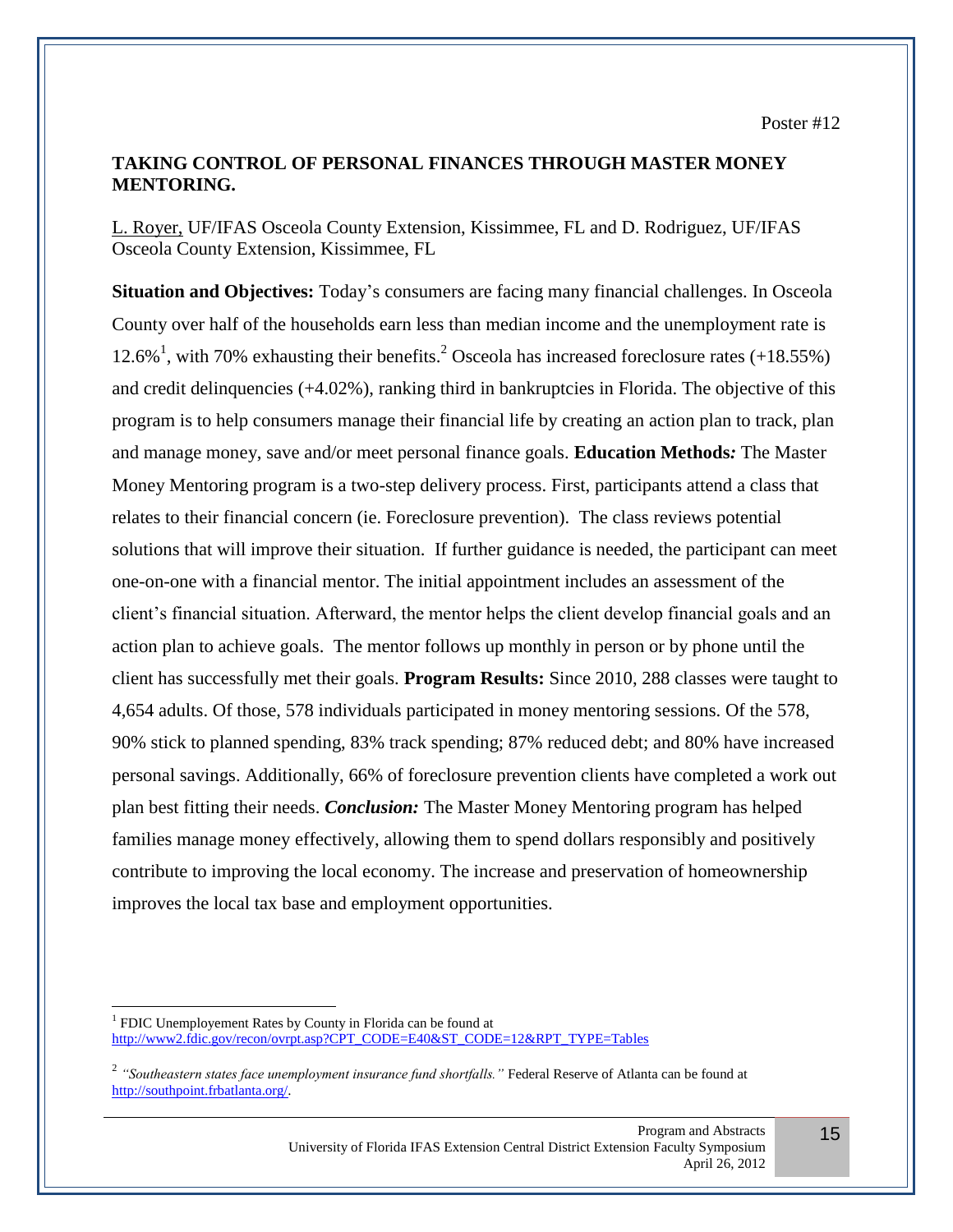Poster #12

## TAKING CONTROL OF PERSONAL FINANCES THROUGH MASTER MONEY MENTORING.

L. Royer, UF/IFAS Osceola County Extension, Kissimmee, FL and D. Rodriguez, UF/IFAS Osceola County Extension, Kissimmee, FL

**Situation and Objectives:** Today's consumers are facing many financial challenges. In Osceola County over half of the households earn less than median income and the unemployment rate is 12.6%[1], with 70% exhausting their benefits.[2] Osceola has increased foreclosure rates (+18.55%) and credit delinquencies (+4.02%), ranking third in bankruptcies in Florida. The objective of this program is to help consumers manage their financial life by creating an action plan to track, plan and manage money, save and/or meet personal finance goals. **Education Methods*:*** The Master Money Mentoring program is a two-step delivery process. First, participants attend a class that relates to their financial concern (ie. Foreclosure prevention). The class reviews potential solutions that will improve their situation. If further guidance is needed, the participant can meet one-on-one with a financial mentor. The initial appointment includes an assessment of the client's financial situation. Afterward, the mentor helps the client develop financial goals and an action plan to achieve goals. The mentor follows up monthly in person or by phone until the client has successfully met their goals. **Program Results:** Since 2010, 288 classes were taught to 4,654 adults. Of those, 578 individuals participated in money mentoring sessions. Of the 578, 90% stick to planned spending, 83% track spending; 87% reduced debt; and 80% have increased personal savings. Additionally, 66% of foreclosure prevention clients have completed a work out plan best fitting their needs. ***Conclusion:*** The Master Money Mentoring program has helped families manage money effectively, allowing them to spend dollars responsibly and positively contribute to improving the local economy. The increase and preservation of homeownership improves the local tax base and employment opportunities.

---

[1] FDIC Unemployement Rates by County in Florida can be found at http://www2.fdic.gov/recon/ovrpt.asp?CPT_CODE=E40&ST_CODE=12&RPT_TYPE=Tables

[2] *"Southeastern states face unemployment insurance fund shortfalls."* Federal Reserve of Atlanta can be found at http://southpoint.frbatlanta.org/.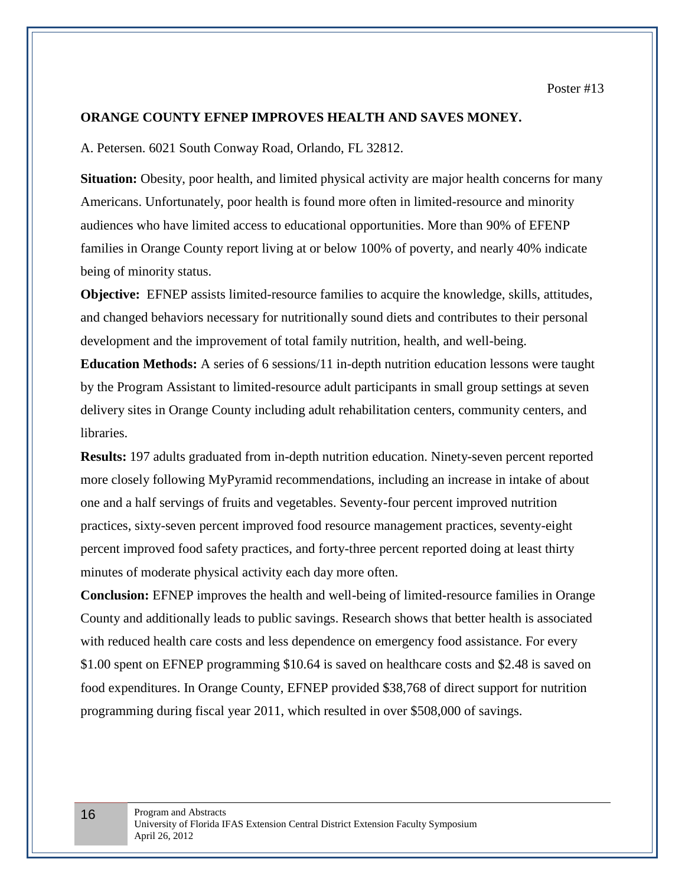Poster #13

## ORANGE COUNTY EFNEP IMPROVES HEALTH AND SAVES MONEY.

A. Petersen. 6021 South Conway Road, Orlando, FL 32812.

**Situation:** Obesity, poor health, and limited physical activity are major health concerns for many Americans. Unfortunately, poor health is found more often in limited-resource and minority audiences who have limited access to educational opportunities. More than 90% of EFENP families in Orange County report living at or below 100% of poverty, and nearly 40% indicate being of minority status.

**Objective:** EFNEP assists limited-resource families to acquire the knowledge, skills, attitudes, and changed behaviors necessary for nutritionally sound diets and contributes to their personal development and the improvement of total family nutrition, health, and well-being.

**Education Methods:** A series of 6 sessions/11 in-depth nutrition education lessons were taught by the Program Assistant to limited-resource adult participants in small group settings at seven delivery sites in Orange County including adult rehabilitation centers, community centers, and libraries.

**Results:** 197 adults graduated from in-depth nutrition education. Ninety-seven percent reported more closely following MyPyramid recommendations, including an increase in intake of about one and a half servings of fruits and vegetables. Seventy-four percent improved nutrition practices, sixty-seven percent improved food resource management practices, seventy-eight percent improved food safety practices, and forty-three percent reported doing at least thirty minutes of moderate physical activity each day more often.

**Conclusion:** EFNEP improves the health and well-being of limited-resource families in Orange County and additionally leads to public savings. Research shows that better health is associated with reduced health care costs and less dependence on emergency food assistance. For every $1.00 spent on EFNEP programming $10.64 is saved on healthcare costs and $2.48 is saved on food expenditures. In Orange County, EFNEP provided $38,768 of direct support for nutrition programming during fiscal year 2011, which resulted in over $508,000 of savings.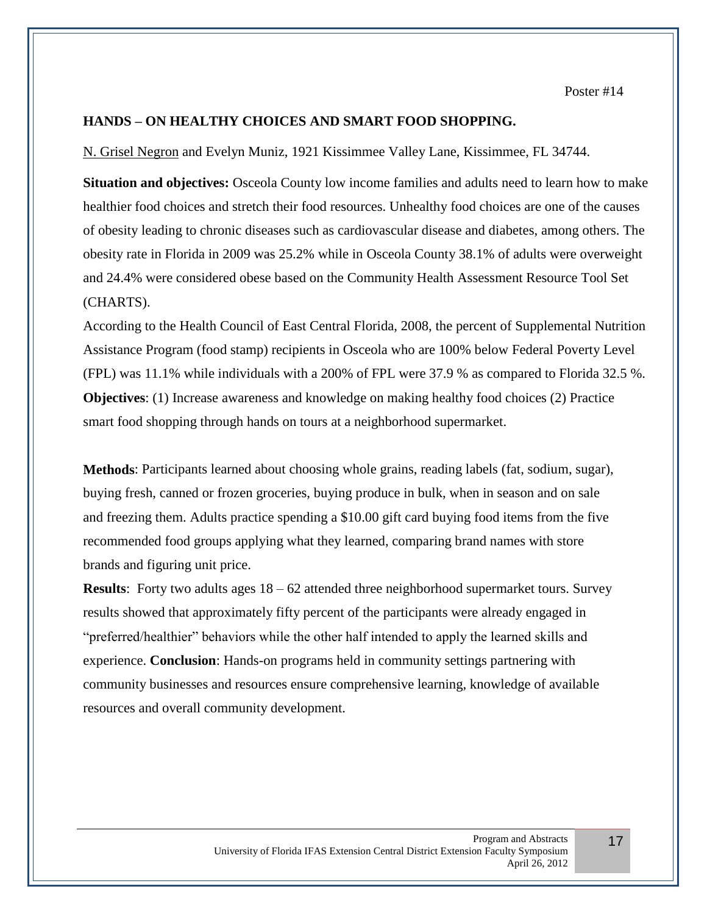Poster #14

## HANDS – ON HEALTHY CHOICES AND SMART FOOD SHOPPING.

N. Grisel Negron and Evelyn Muniz, 1921 Kissimmee Valley Lane, Kissimmee, FL 34744.

**Situation and objectives:** Osceola County low income families and adults need to learn how to make healthier food choices and stretch their food resources. Unhealthy food choices are one of the causes of obesity leading to chronic diseases such as cardiovascular disease and diabetes, among others. The obesity rate in Florida in 2009 was 25.2% while in Osceola County 38.1% of adults were overweight and 24.4% were considered obese based on the Community Health Assessment Resource Tool Set (CHARTS).

According to the Health Council of East Central Florida, 2008, the percent of Supplemental Nutrition Assistance Program (food stamp) recipients in Osceola who are 100% below Federal Poverty Level (FPL) was 11.1% while individuals with a 200% of FPL were 37.9 % as compared to Florida 32.5 %.

**Objectives**: (1) Increase awareness and knowledge on making healthy food choices (2) Practice smart food shopping through hands on tours at a neighborhood supermarket.

**Methods**: Participants learned about choosing whole grains, reading labels (fat, sodium, sugar), buying fresh, canned or frozen groceries, buying produce in bulk, when in season and on sale and freezing them. Adults practice spending a $10.00 gift card buying food items from the five recommended food groups applying what they learned, comparing brand names with store brands and figuring unit price.

**Results**: Forty two adults ages 18 – 62 attended three neighborhood supermarket tours. Survey results showed that approximately fifty percent of the participants were already engaged in "preferred/healthier" behaviors while the other half intended to apply the learned skills and experience. **Conclusion**: Hands-on programs held in community settings partnering with community businesses and resources ensure comprehensive learning, knowledge of available resources and overall community development.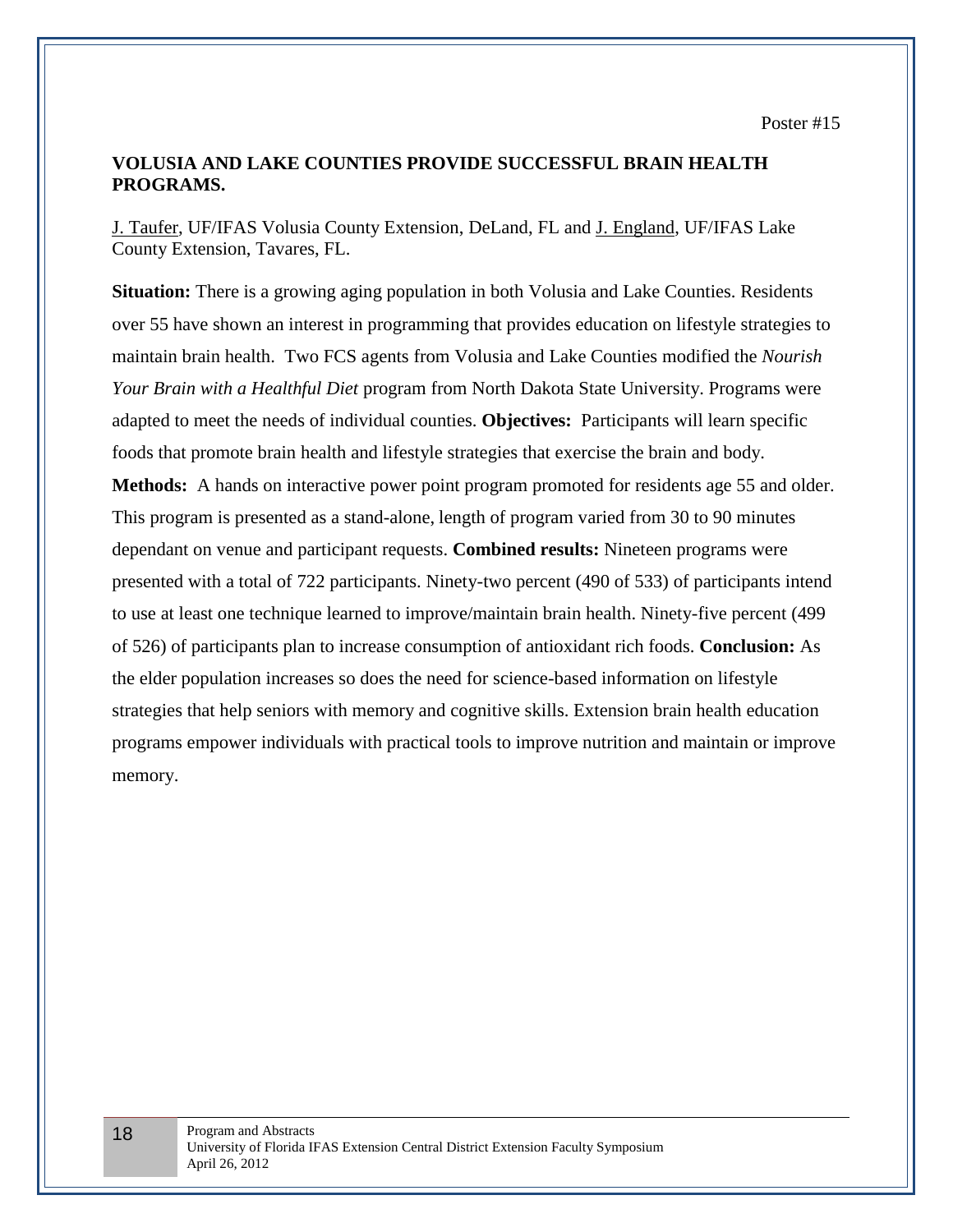Poster #15

## VOLUSIA AND LAKE COUNTIES PROVIDE SUCCESSFUL BRAIN HEALTH PROGRAMS.

J. Taufer, UF/IFAS Volusia County Extension, DeLand, FL and J. England, UF/IFAS Lake County Extension, Tavares, FL.

**Situation:** There is a growing aging population in both Volusia and Lake Counties. Residents over 55 have shown an interest in programming that provides education on lifestyle strategies to maintain brain health. Two FCS agents from Volusia and Lake Counties modified the *Nourish Your Brain with a Healthful Diet* program from North Dakota State University. Programs were adapted to meet the needs of individual counties. **Objectives:** Participants will learn specific foods that promote brain health and lifestyle strategies that exercise the brain and body. **Methods:** A hands on interactive power point program promoted for residents age 55 and older. This program is presented as a stand-alone, length of program varied from 30 to 90 minutes dependant on venue and participant requests. **Combined results:** Nineteen programs were presented with a total of 722 participants. Ninety-two percent (490 of 533) of participants intend to use at least one technique learned to improve/maintain brain health. Ninety-five percent (499 of 526) of participants plan to increase consumption of antioxidant rich foods. **Conclusion:** As the elder population increases so does the need for science-based information on lifestyle strategies that help seniors with memory and cognitive skills. Extension brain health education programs empower individuals with practical tools to improve nutrition and maintain or improve memory.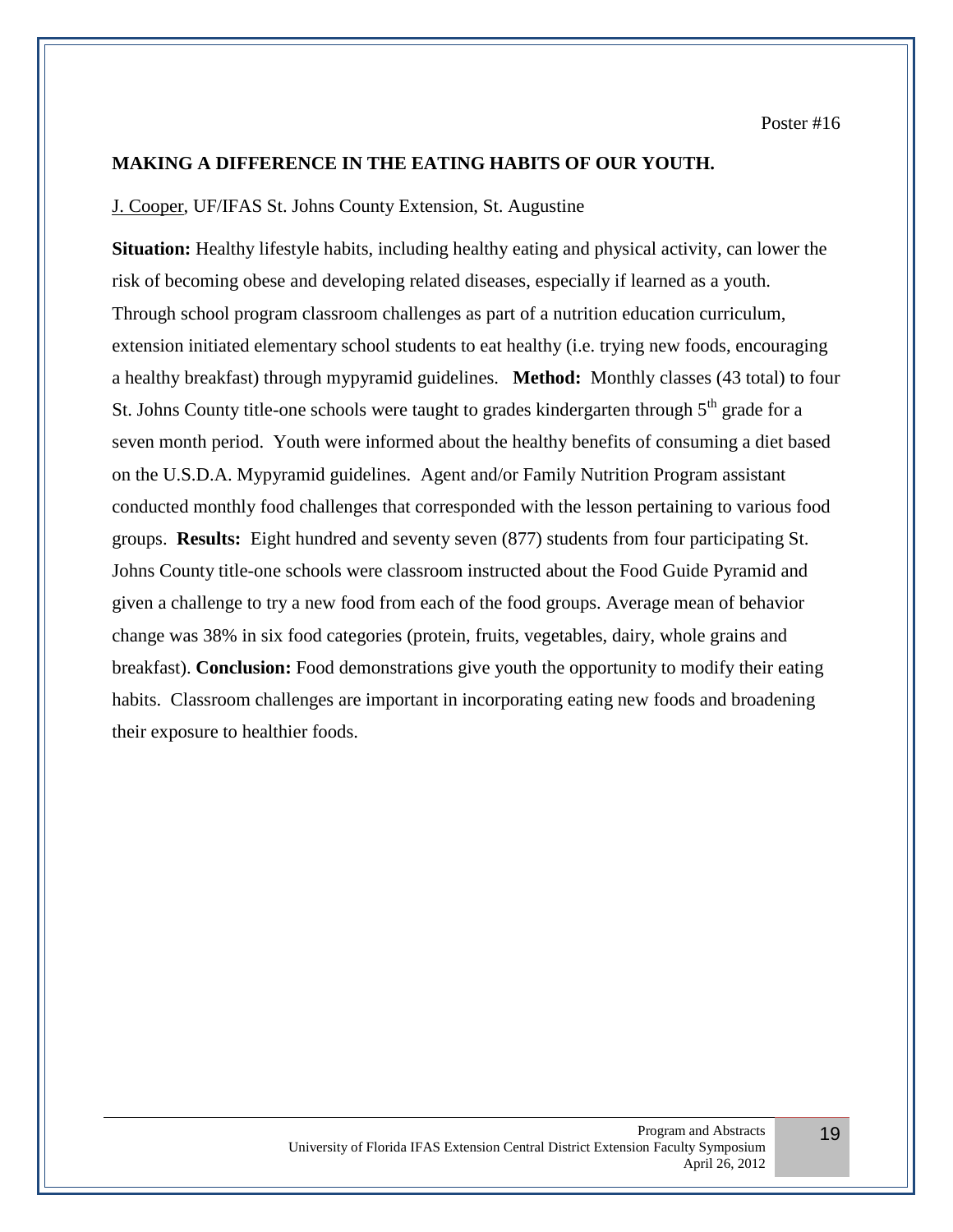Poster #16

## MAKING A DIFFERENCE IN THE EATING HABITS OF OUR YOUTH.

J. Cooper, UF/IFAS St. Johns County Extension, St. Augustine

**Situation:** Healthy lifestyle habits, including healthy eating and physical activity, can lower the risk of becoming obese and developing related diseases, especially if learned as a youth. Through school program classroom challenges as part of a nutrition education curriculum, extension initiated elementary school students to eat healthy (i.e. trying new foods, encouraging a healthy breakfast) through mypyramid guidelines. **Method:** Monthly classes (43 total) to four St. Johns County title-one schools were taught to grades kindergarten through 5th grade for a seven month period. Youth were informed about the healthy benefits of consuming a diet based on the U.S.D.A. Mypyramid guidelines. Agent and/or Family Nutrition Program assistant conducted monthly food challenges that corresponded with the lesson pertaining to various food groups. **Results:** Eight hundred and seventy seven (877) students from four participating St. Johns County title-one schools were classroom instructed about the Food Guide Pyramid and given a challenge to try a new food from each of the food groups. Average mean of behavior change was 38% in six food categories (protein, fruits, vegetables, dairy, whole grains and breakfast). **Conclusion:** Food demonstrations give youth the opportunity to modify their eating habits. Classroom challenges are important in incorporating eating new foods and broadening their exposure to healthier foods.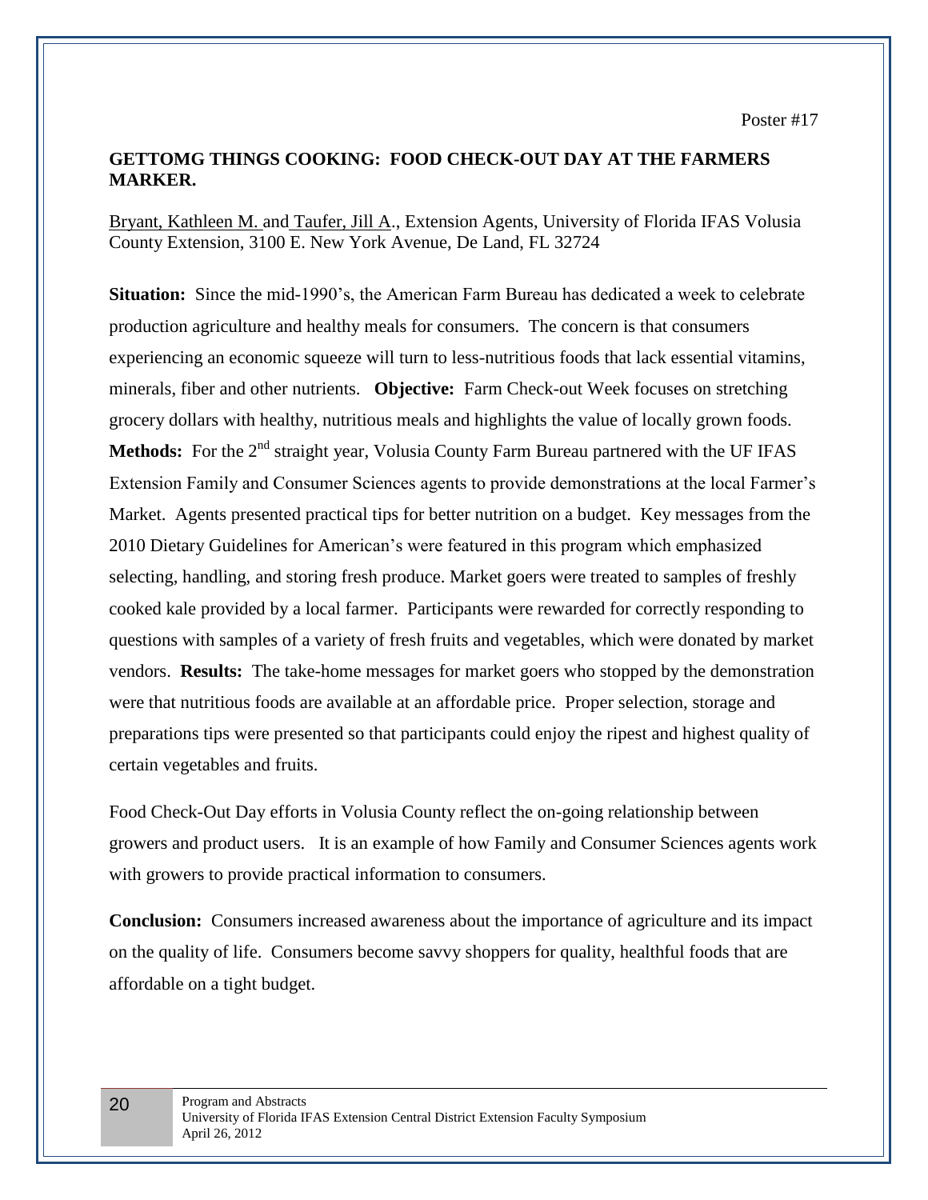Poster #17

## GETTOMG THINGS COOKING: FOOD CHECK-OUT DAY AT THE FARMERS MARKER.

Bryant, Kathleen M. and Taufer, Jill A., Extension Agents, University of Florida IFAS Volusia County Extension, 3100 E. New York Avenue, De Land, FL 32724

**Situation:** Since the mid-1990's, the American Farm Bureau has dedicated a week to celebrate production agriculture and healthy meals for consumers. The concern is that consumers experiencing an economic squeeze will turn to less-nutritious foods that lack essential vitamins, minerals, fiber and other nutrients. **Objective:** Farm Check-out Week focuses on stretching grocery dollars with healthy, nutritious meals and highlights the value of locally grown foods. **Methods:** For the 2nd straight year, Volusia County Farm Bureau partnered with the UF IFAS Extension Family and Consumer Sciences agents to provide demonstrations at the local Farmer's Market. Agents presented practical tips for better nutrition on a budget. Key messages from the 2010 Dietary Guidelines for American's were featured in this program which emphasized selecting, handling, and storing fresh produce. Market goers were treated to samples of freshly cooked kale provided by a local farmer. Participants were rewarded for correctly responding to questions with samples of a variety of fresh fruits and vegetables, which were donated by market vendors. **Results:** The take-home messages for market goers who stopped by the demonstration were that nutritious foods are available at an affordable price. Proper selection, storage and preparations tips were presented so that participants could enjoy the ripest and highest quality of certain vegetables and fruits.

Food Check-Out Day efforts in Volusia County reflect the on-going relationship between growers and product users. It is an example of how Family and Consumer Sciences agents work with growers to provide practical information to consumers.

**Conclusion:** Consumers increased awareness about the importance of agriculture and its impact on the quality of life. Consumers become savvy shoppers for quality, healthful foods that are affordable on a tight budget.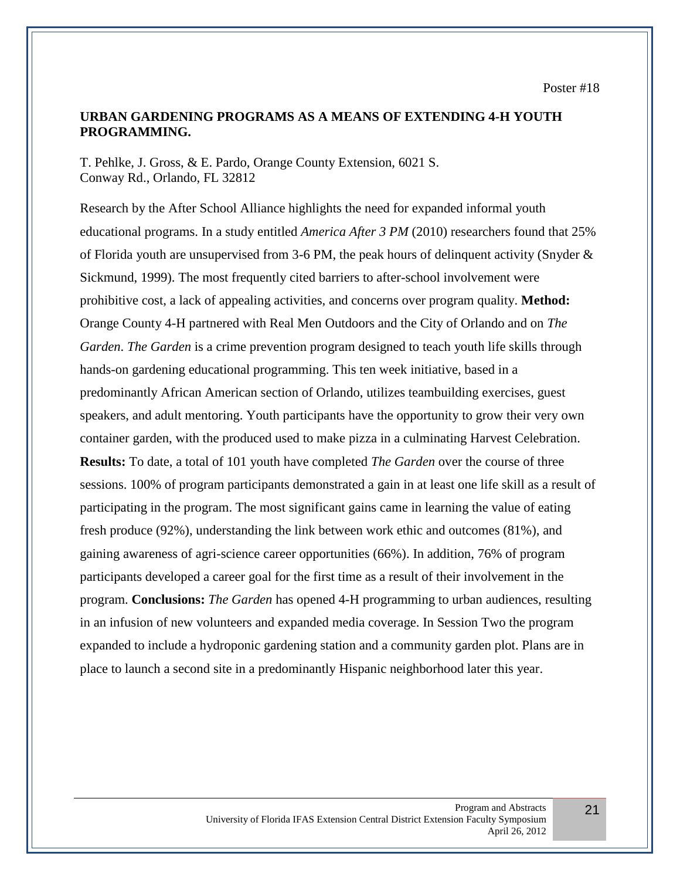Poster #18

## URBAN GARDENING PROGRAMS AS A MEANS OF EXTENDING 4-H YOUTH PROGRAMMING.

T. Pehlke, J. Gross, & E. Pardo, Orange County Extension, 6021 S. Conway Rd., Orlando, FL 32812

Research by the After School Alliance highlights the need for expanded informal youth educational programs. In a study entitled *America After 3 PM* (2010) researchers found that 25% of Florida youth are unsupervised from 3-6 PM, the peak hours of delinquent activity (Snyder & Sickmund, 1999). The most frequently cited barriers to after-school involvement were prohibitive cost, a lack of appealing activities, and concerns over program quality. **Method:** Orange County 4-H partnered with Real Men Outdoors and the City of Orlando and on *The Garden*. *The Garden* is a crime prevention program designed to teach youth life skills through hands-on gardening educational programming. This ten week initiative, based in a predominantly African American section of Orlando, utilizes teambuilding exercises, guest speakers, and adult mentoring. Youth participants have the opportunity to grow their very own container garden, with the produced used to make pizza in a culminating Harvest Celebration. **Results:** To date, a total of 101 youth have completed *The Garden* over the course of three sessions. 100% of program participants demonstrated a gain in at least one life skill as a result of participating in the program. The most significant gains came in learning the value of eating fresh produce (92%), understanding the link between work ethic and outcomes (81%), and gaining awareness of agri-science career opportunities (66%). In addition, 76% of program participants developed a career goal for the first time as a result of their involvement in the program. **Conclusions:** *The Garden* has opened 4-H programming to urban audiences, resulting in an infusion of new volunteers and expanded media coverage. In Session Two the program expanded to include a hydroponic gardening station and a community garden plot. Plans are in place to launch a second site in a predominantly Hispanic neighborhood later this year.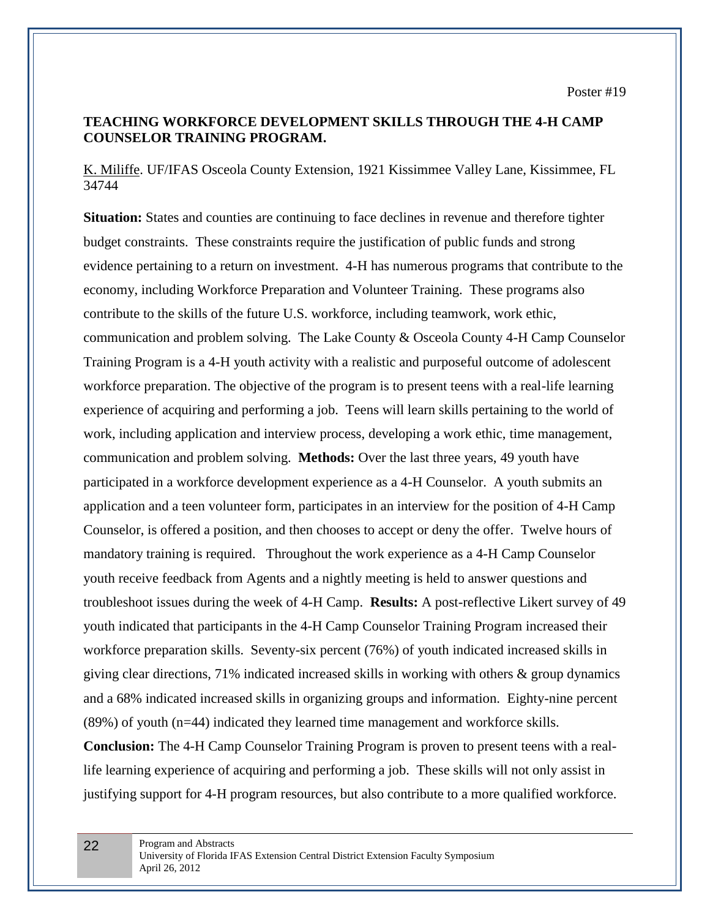Poster #19

**TEACHING WORKFORCE DEVELOPMENT SKILLS THROUGH THE 4-H CAMP COUNSELOR TRAINING PROGRAM.**

K. Miliffe. UF/IFAS Osceola County Extension, 1921 Kissimmee Valley Lane, Kissimmee, FL 34744

**Situation:** States and counties are continuing to face declines in revenue and therefore tighter budget constraints. These constraints require the justification of public funds and strong evidence pertaining to a return on investment. 4-H has numerous programs that contribute to the economy, including Workforce Preparation and Volunteer Training. These programs also contribute to the skills of the future U.S. workforce, including teamwork, work ethic, communication and problem solving. The Lake County & Osceola County 4-H Camp Counselor Training Program is a 4-H youth activity with a realistic and purposeful outcome of adolescent workforce preparation. The objective of the program is to present teens with a real-life learning experience of acquiring and performing a job. Teens will learn skills pertaining to the world of work, including application and interview process, developing a work ethic, time management, communication and problem solving. **Methods:** Over the last three years, 49 youth have participated in a workforce development experience as a 4-H Counselor. A youth submits an application and a teen volunteer form, participates in an interview for the position of 4-H Camp Counselor, is offered a position, and then chooses to accept or deny the offer. Twelve hours of mandatory training is required. Throughout the work experience as a 4-H Camp Counselor youth receive feedback from Agents and a nightly meeting is held to answer questions and troubleshoot issues during the week of 4-H Camp. **Results:** A post-reflective Likert survey of 49 youth indicated that participants in the 4-H Camp Counselor Training Program increased their workforce preparation skills. Seventy-six percent (76%) of youth indicated increased skills in giving clear directions, 71% indicated increased skills in working with others & group dynamics and a 68% indicated increased skills in organizing groups and information. Eighty-nine percent (89%) of youth (n=44) indicated they learned time management and workforce skills. **Conclusion:** The 4-H Camp Counselor Training Program is proven to present teens with a real-life learning experience of acquiring and performing a job. These skills will not only assist in justifying support for 4-H program resources, but also contribute to a more qualified workforce.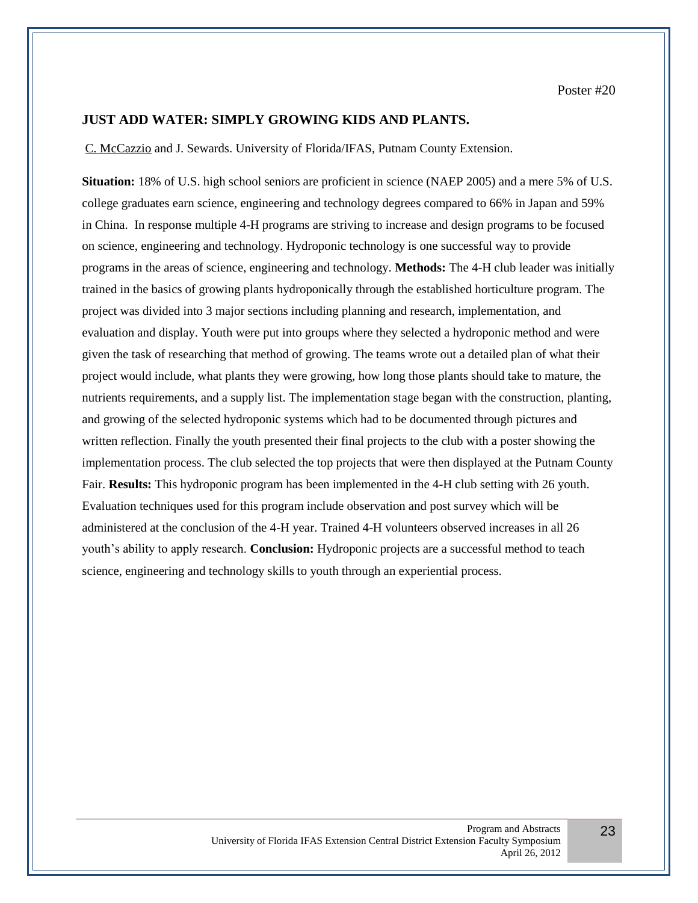Poster #20

### JUST ADD WATER: SIMPLY GROWING KIDS AND PLANTS.

C. McCazzio and J. Sewards. University of Florida/IFAS, Putnam County Extension.

**Situation:** 18% of U.S. high school seniors are proficient in science (NAEP 2005) and a mere 5% of U.S. college graduates earn science, engineering and technology degrees compared to 66% in Japan and 59% in China. In response multiple 4-H programs are striving to increase and design programs to be focused on science, engineering and technology. Hydroponic technology is one successful way to provide programs in the areas of science, engineering and technology. **Methods:** The 4-H club leader was initially trained in the basics of growing plants hydroponically through the established horticulture program. The project was divided into 3 major sections including planning and research, implementation, and evaluation and display. Youth were put into groups where they selected a hydroponic method and were given the task of researching that method of growing. The teams wrote out a detailed plan of what their project would include, what plants they were growing, how long those plants should take to mature, the nutrients requirements, and a supply list. The implementation stage began with the construction, planting, and growing of the selected hydroponic systems which had to be documented through pictures and written reflection. Finally the youth presented their final projects to the club with a poster showing the implementation process. The club selected the top projects that were then displayed at the Putnam County Fair. **Results:** This hydroponic program has been implemented in the 4-H club setting with 26 youth. Evaluation techniques used for this program include observation and post survey which will be administered at the conclusion of the 4-H year. Trained 4-H volunteers observed increases in all 26 youth's ability to apply research. **Conclusion:** Hydroponic projects are a successful method to teach science, engineering and technology skills to youth through an experiential process.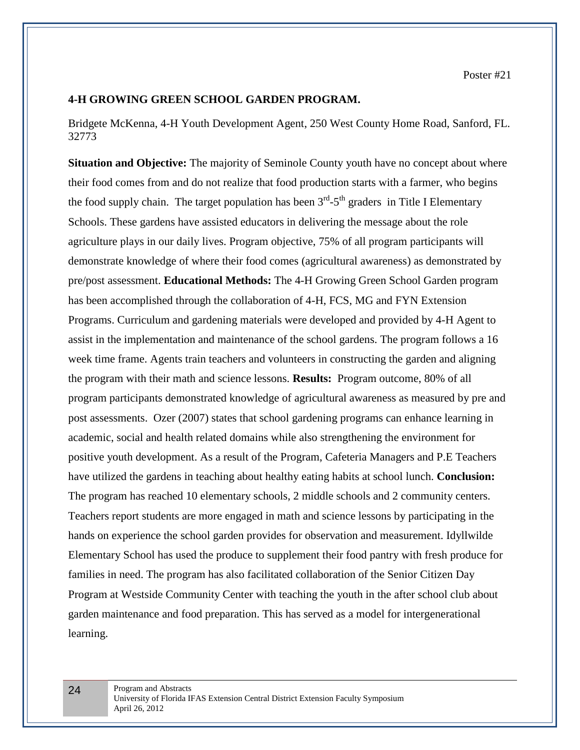Poster #21

## 4-H GROWING GREEN SCHOOL GARDEN PROGRAM.

Bridgete McKenna, 4-H Youth Development Agent, 250 West County Home Road, Sanford, FL. 32773

**Situation and Objective:** The majority of Seminole County youth have no concept about where their food comes from and do not realize that food production starts with a farmer, who begins the food supply chain. The target population has been 3rd-5th graders in Title I Elementary Schools. These gardens have assisted educators in delivering the message about the role agriculture plays in our daily lives. Program objective, 75% of all program participants will demonstrate knowledge of where their food comes (agricultural awareness) as demonstrated by pre/post assessment. **Educational Methods:** The 4-H Growing Green School Garden program has been accomplished through the collaboration of 4-H, FCS, MG and FYN Extension Programs. Curriculum and gardening materials were developed and provided by 4-H Agent to assist in the implementation and maintenance of the school gardens. The program follows a 16 week time frame. Agents train teachers and volunteers in constructing the garden and aligning the program with their math and science lessons. **Results:** Program outcome, 80% of all program participants demonstrated knowledge of agricultural awareness as measured by pre and post assessments. Ozer (2007) states that school gardening programs can enhance learning in academic, social and health related domains while also strengthening the environment for positive youth development. As a result of the Program, Cafeteria Managers and P.E Teachers have utilized the gardens in teaching about healthy eating habits at school lunch. **Conclusion:** The program has reached 10 elementary schools, 2 middle schools and 2 community centers. Teachers report students are more engaged in math and science lessons by participating in the hands on experience the school garden provides for observation and measurement. Idyllwilde Elementary School has used the produce to supplement their food pantry with fresh produce for families in need. The program has also facilitated collaboration of the Senior Citizen Day Program at Westside Community Center with teaching the youth in the after school club about garden maintenance and food preparation. This has served as a model for intergenerational learning.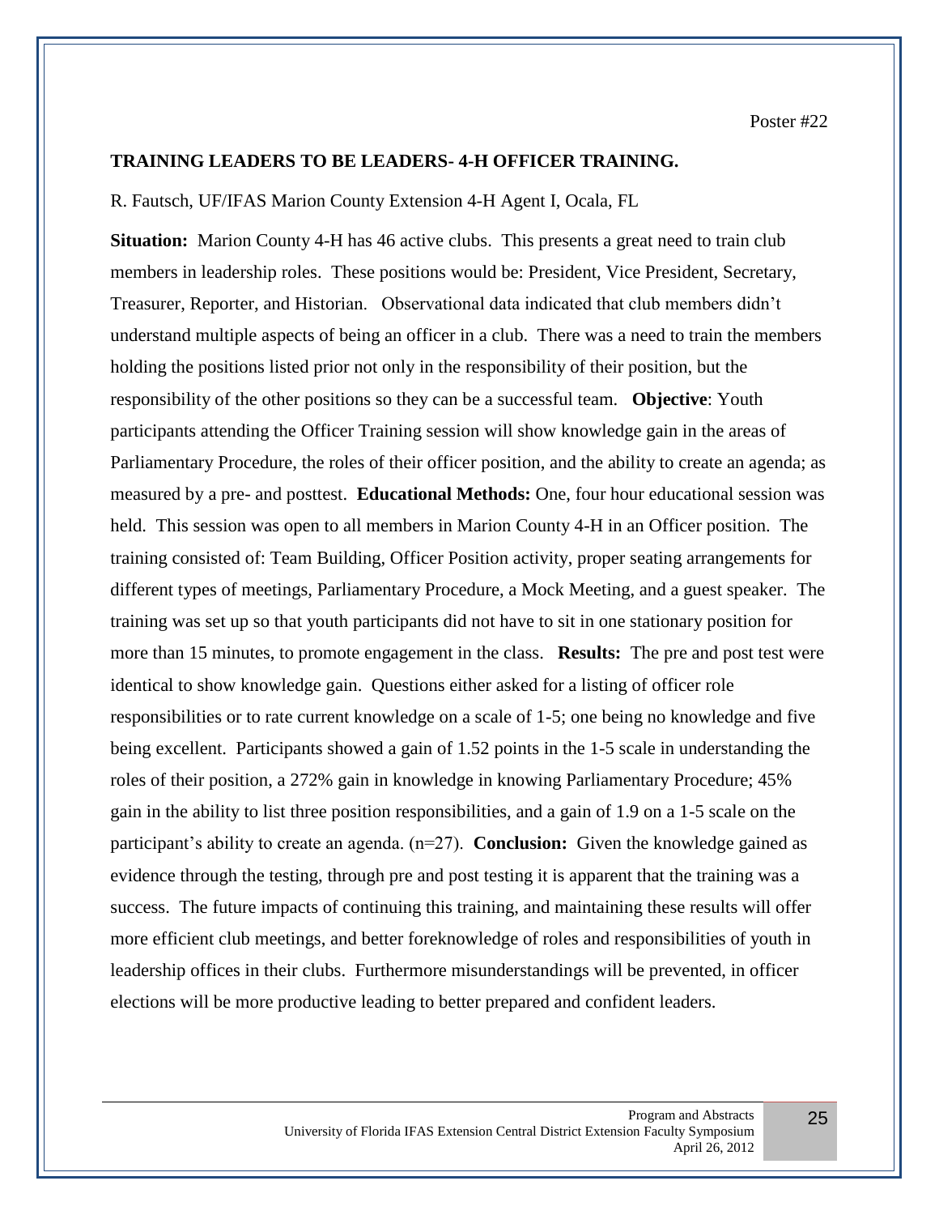Poster #22

## TRAINING LEADERS TO BE LEADERS- 4-H OFFICER TRAINING.

R. Fautsch, UF/IFAS Marion County Extension 4-H Agent I, Ocala, FL

**Situation:** Marion County 4-H has 46 active clubs. This presents a great need to train club members in leadership roles. These positions would be: President, Vice President, Secretary, Treasurer, Reporter, and Historian. Observational data indicated that club members didn't understand multiple aspects of being an officer in a club. There was a need to train the members holding the positions listed prior not only in the responsibility of their position, but the responsibility of the other positions so they can be a successful team. **Objective**: Youth participants attending the Officer Training session will show knowledge gain in the areas of Parliamentary Procedure, the roles of their officer position, and the ability to create an agenda; as measured by a pre- and posttest. **Educational Methods:** One, four hour educational session was held. This session was open to all members in Marion County 4-H in an Officer position. The training consisted of: Team Building, Officer Position activity, proper seating arrangements for different types of meetings, Parliamentary Procedure, a Mock Meeting, and a guest speaker. The training was set up so that youth participants did not have to sit in one stationary position for more than 15 minutes, to promote engagement in the class. **Results:** The pre and post test were identical to show knowledge gain. Questions either asked for a listing of officer role responsibilities or to rate current knowledge on a scale of 1-5; one being no knowledge and five being excellent. Participants showed a gain of 1.52 points in the 1-5 scale in understanding the roles of their position, a 272% gain in knowledge in knowing Parliamentary Procedure; 45% gain in the ability to list three position responsibilities, and a gain of 1.9 on a 1-5 scale on the participant's ability to create an agenda. (n=27). **Conclusion:** Given the knowledge gained as evidence through the testing, through pre and post testing it is apparent that the training was a success. The future impacts of continuing this training, and maintaining these results will offer more efficient club meetings, and better foreknowledge of roles and responsibilities of youth in leadership offices in their clubs. Furthermore misunderstandings will be prevented, in officer elections will be more productive leading to better prepared and confident leaders.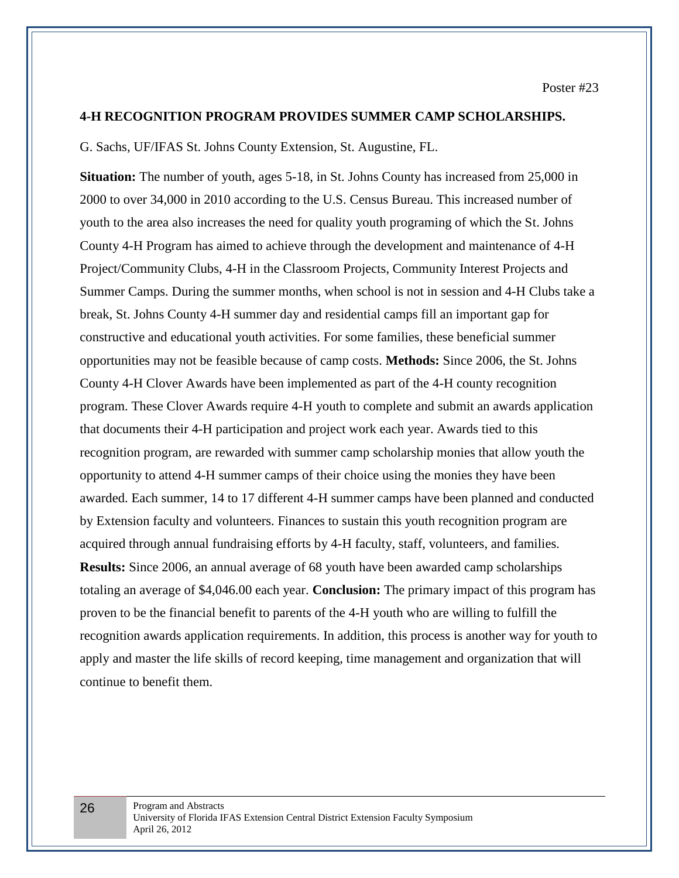Poster #23

**4-H RECOGNITION PROGRAM PROVIDES SUMMER CAMP SCHOLARSHIPS.**

G. Sachs, UF/IFAS St. Johns County Extension, St. Augustine, FL.

**Situation:** The number of youth, ages 5-18, in St. Johns County has increased from 25,000 in 2000 to over 34,000 in 2010 according to the U.S. Census Bureau. This increased number of youth to the area also increases the need for quality youth programing of which the St. Johns County 4-H Program has aimed to achieve through the development and maintenance of 4-H Project/Community Clubs, 4-H in the Classroom Projects, Community Interest Projects and Summer Camps. During the summer months, when school is not in session and 4-H Clubs take a break, St. Johns County 4-H summer day and residential camps fill an important gap for constructive and educational youth activities. For some families, these beneficial summer opportunities may not be feasible because of camp costs. **Methods:** Since 2006, the St. Johns County 4-H Clover Awards have been implemented as part of the 4-H county recognition program. These Clover Awards require 4-H youth to complete and submit an awards application that documents their 4-H participation and project work each year. Awards tied to this recognition program, are rewarded with summer camp scholarship monies that allow youth the opportunity to attend 4-H summer camps of their choice using the monies they have been awarded. Each summer, 14 to 17 different 4-H summer camps have been planned and conducted by Extension faculty and volunteers. Finances to sustain this youth recognition program are acquired through annual fundraising efforts by 4-H faculty, staff, volunteers, and families. **Results:** Since 2006, an annual average of 68 youth have been awarded camp scholarships totaling an average of $4,046.00 each year. **Conclusion:** The primary impact of this program has proven to be the financial benefit to parents of the 4-H youth who are willing to fulfill the recognition awards application requirements. In addition, this process is another way for youth to apply and master the life skills of record keeping, time management and organization that will continue to benefit them.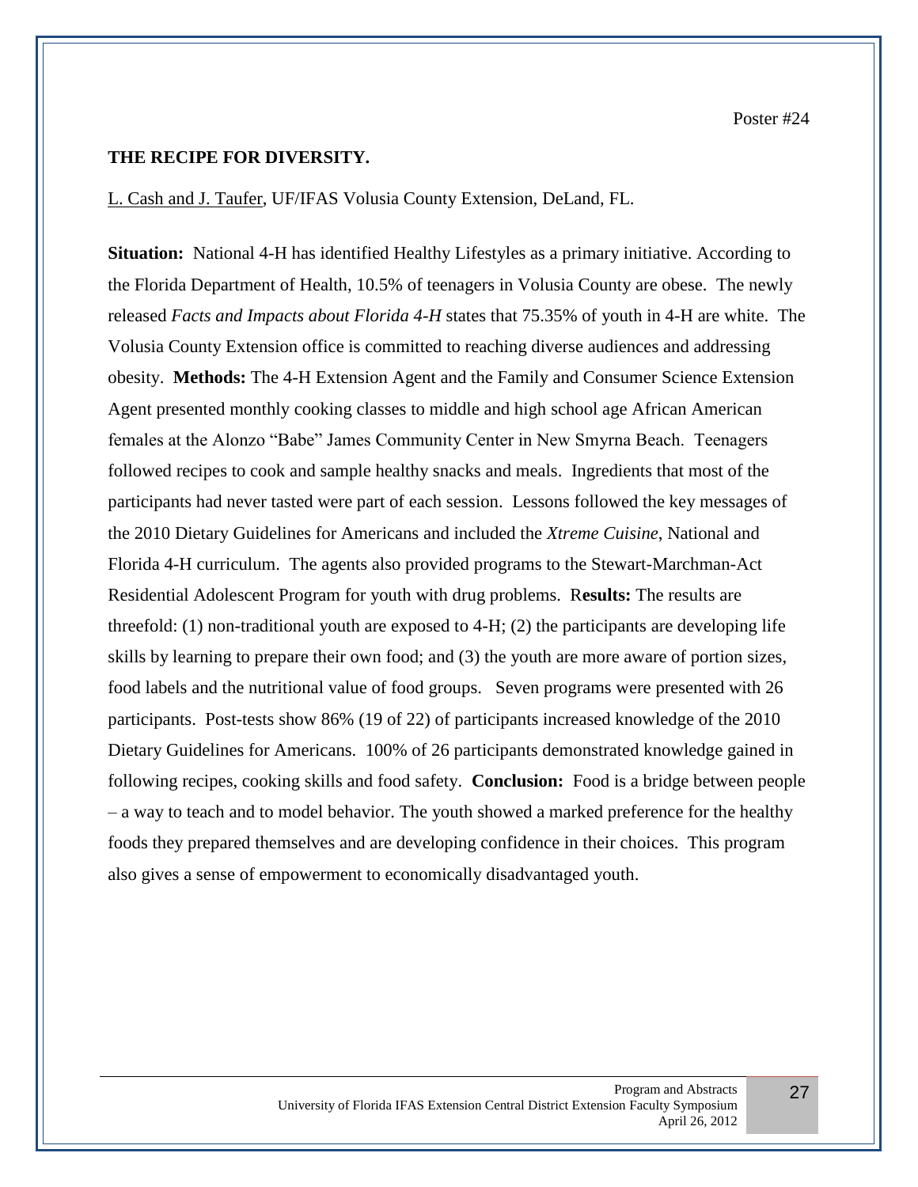Poster #24

## THE RECIPE FOR DIVERSITY.

L. Cash and J. Taufer, UF/IFAS Volusia County Extension, DeLand, FL.

**Situation:** National 4-H has identified Healthy Lifestyles as a primary initiative. According to the Florida Department of Health, 10.5% of teenagers in Volusia County are obese. The newly released *Facts and Impacts about Florida 4-H* states that 75.35% of youth in 4-H are white. The Volusia County Extension office is committed to reaching diverse audiences and addressing obesity. **Methods:** The 4-H Extension Agent and the Family and Consumer Science Extension Agent presented monthly cooking classes to middle and high school age African American females at the Alonzo "Babe" James Community Center in New Smyrna Beach. Teenagers followed recipes to cook and sample healthy snacks and meals. Ingredients that most of the participants had never tasted were part of each session. Lessons followed the key messages of the 2010 Dietary Guidelines for Americans and included the *Xtreme Cuisine*, National and Florida 4-H curriculum. The agents also provided programs to the Stewart-Marchman-Act Residential Adolescent Program for youth with drug problems. R**esults:** The results are threefold: (1) non-traditional youth are exposed to 4-H; (2) the participants are developing life skills by learning to prepare their own food; and (3) the youth are more aware of portion sizes, food labels and the nutritional value of food groups. Seven programs were presented with 26 participants. Post-tests show 86% (19 of 22) of participants increased knowledge of the 2010 Dietary Guidelines for Americans. 100% of 26 participants demonstrated knowledge gained in following recipes, cooking skills and food safety. **Conclusion:** Food is a bridge between people – a way to teach and to model behavior. The youth showed a marked preference for the healthy foods they prepared themselves and are developing confidence in their choices. This program also gives a sense of empowerment to economically disadvantaged youth.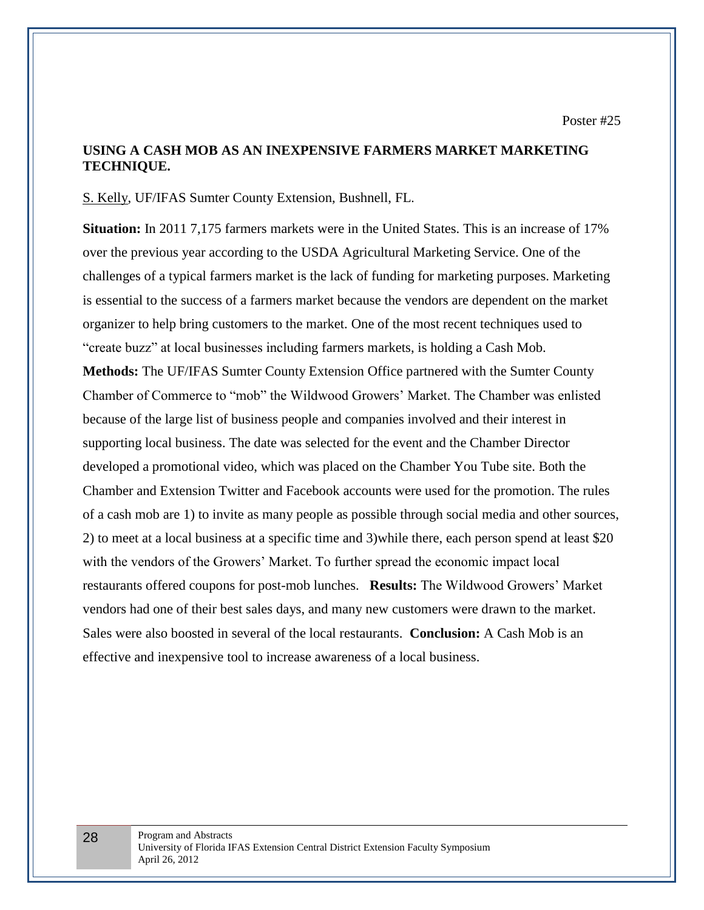Poster #25

## USING A CASH MOB AS AN INEXPENSIVE FARMERS MARKET MARKETING TECHNIQUE.

S. Kelly, UF/IFAS Sumter County Extension, Bushnell, FL.

**Situation:** In 2011 7,175 farmers markets were in the United States. This is an increase of 17% over the previous year according to the USDA Agricultural Marketing Service. One of the challenges of a typical farmers market is the lack of funding for marketing purposes. Marketing is essential to the success of a farmers market because the vendors are dependent on the market organizer to help bring customers to the market. One of the most recent techniques used to "create buzz" at local businesses including farmers markets, is holding a Cash Mob. **Methods:** The UF/IFAS Sumter County Extension Office partnered with the Sumter County Chamber of Commerce to "mob" the Wildwood Growers' Market. The Chamber was enlisted because of the large list of business people and companies involved and their interest in supporting local business. The date was selected for the event and the Chamber Director developed a promotional video, which was placed on the Chamber You Tube site. Both the Chamber and Extension Twitter and Facebook accounts were used for the promotion. The rules of a cash mob are 1) to invite as many people as possible through social media and other sources, 2) to meet at a local business at a specific time and 3)while there, each person spend at least $20 with the vendors of the Growers' Market. To further spread the economic impact local restaurants offered coupons for post-mob lunches. **Results:** The Wildwood Growers' Market vendors had one of their best sales days, and many new customers were drawn to the market. Sales were also boosted in several of the local restaurants. **Conclusion:** A Cash Mob is an effective and inexpensive tool to increase awareness of a local business.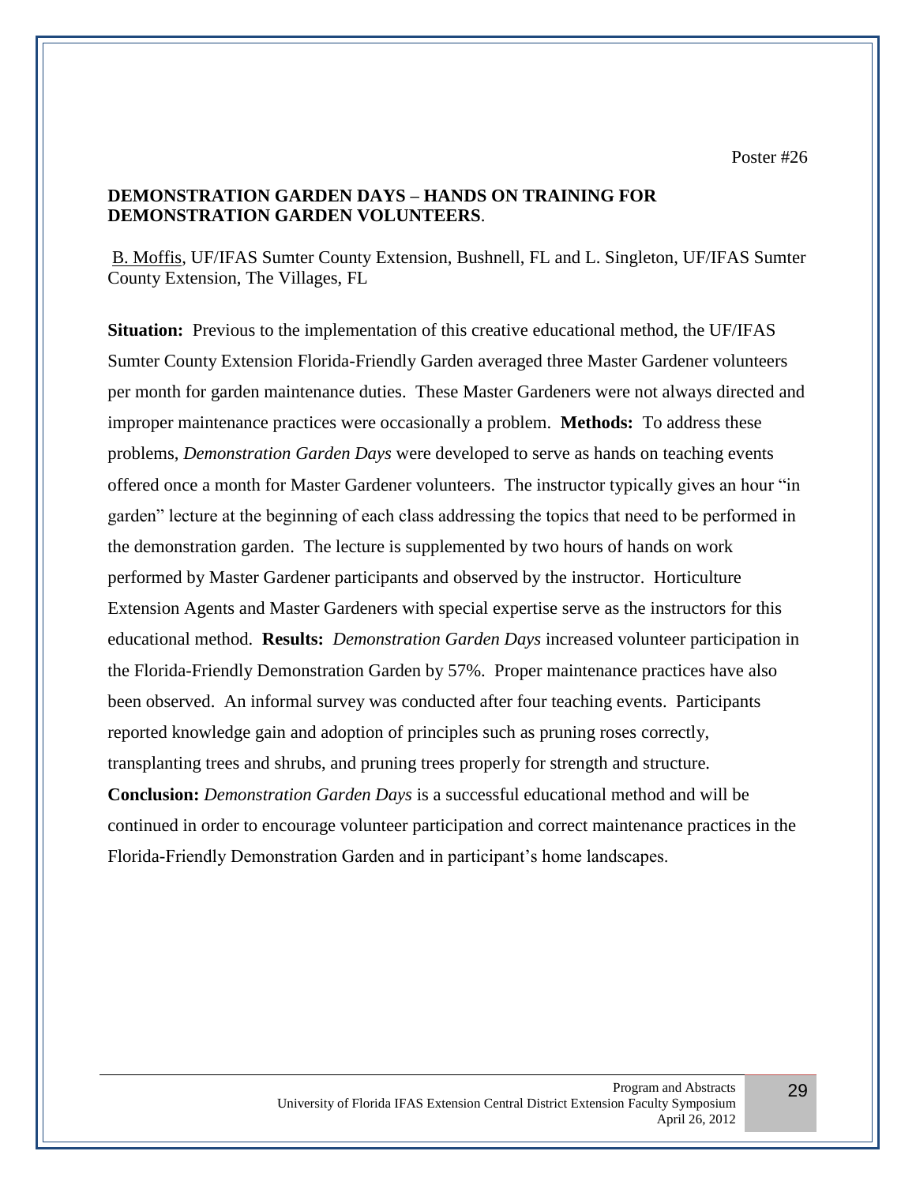Poster #26

**DEMONSTRATION GARDEN DAYS – HANDS ON TRAINING FOR DEMONSTRATION GARDEN VOLUNTEERS**.

B. Moffis, UF/IFAS Sumter County Extension, Bushnell, FL and L. Singleton, UF/IFAS Sumter County Extension, The Villages, FL

**Situation:** Previous to the implementation of this creative educational method, the UF/IFAS Sumter County Extension Florida-Friendly Garden averaged three Master Gardener volunteers per month for garden maintenance duties. These Master Gardeners were not always directed and improper maintenance practices were occasionally a problem. **Methods:** To address these problems, *Demonstration Garden Days* were developed to serve as hands on teaching events offered once a month for Master Gardener volunteers. The instructor typically gives an hour "in garden" lecture at the beginning of each class addressing the topics that need to be performed in the demonstration garden. The lecture is supplemented by two hours of hands on work performed by Master Gardener participants and observed by the instructor. Horticulture Extension Agents and Master Gardeners with special expertise serve as the instructors for this educational method. **Results:** *Demonstration Garden Days* increased volunteer participation in the Florida-Friendly Demonstration Garden by 57%. Proper maintenance practices have also been observed. An informal survey was conducted after four teaching events. Participants reported knowledge gain and adoption of principles such as pruning roses correctly, transplanting trees and shrubs, and pruning trees properly for strength and structure. **Conclusion:** *Demonstration Garden Days* is a successful educational method and will be continued in order to encourage volunteer participation and correct maintenance practices in the Florida-Friendly Demonstration Garden and in participant's home landscapes.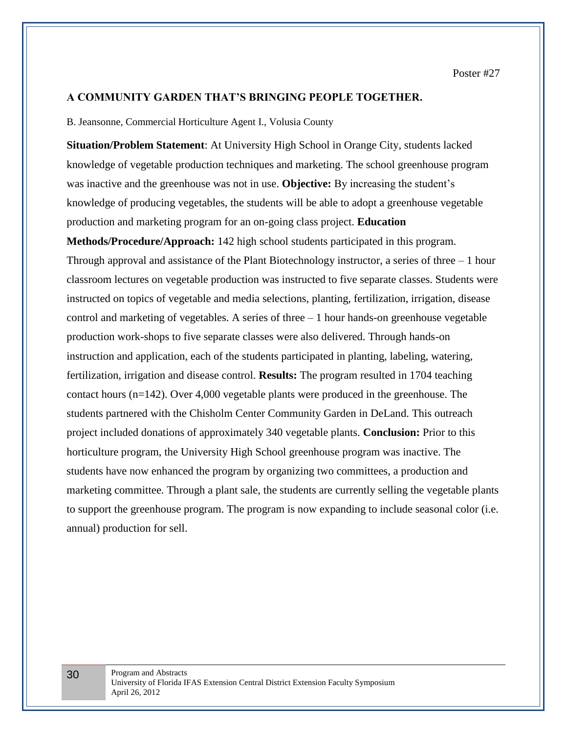Poster #27

## A COMMUNITY GARDEN THAT'S BRINGING PEOPLE TOGETHER.

B. Jeansonne, Commercial Horticulture Agent I., Volusia County

**Situation/Problem Statement**: At University High School in Orange City, students lacked knowledge of vegetable production techniques and marketing. The school greenhouse program was inactive and the greenhouse was not in use. **Objective:** By increasing the student's knowledge of producing vegetables, the students will be able to adopt a greenhouse vegetable production and marketing program for an on-going class project. **Education Methods/Procedure/Approach:** 142 high school students participated in this program. Through approval and assistance of the Plant Biotechnology instructor, a series of three – 1 hour classroom lectures on vegetable production was instructed to five separate classes. Students were instructed on topics of vegetable and media selections, planting, fertilization, irrigation, disease control and marketing of vegetables. A series of three – 1 hour hands-on greenhouse vegetable production work-shops to five separate classes were also delivered. Through hands-on instruction and application, each of the students participated in planting, labeling, watering, fertilization, irrigation and disease control. **Results:** The program resulted in 1704 teaching contact hours (n=142). Over 4,000 vegetable plants were produced in the greenhouse. The students partnered with the Chisholm Center Community Garden in DeLand. This outreach project included donations of approximately 340 vegetable plants. **Conclusion:** Prior to this horticulture program, the University High School greenhouse program was inactive. The students have now enhanced the program by organizing two committees, a production and marketing committee. Through a plant sale, the students are currently selling the vegetable plants to support the greenhouse program. The program is now expanding to include seasonal color (i.e. annual) production for sell.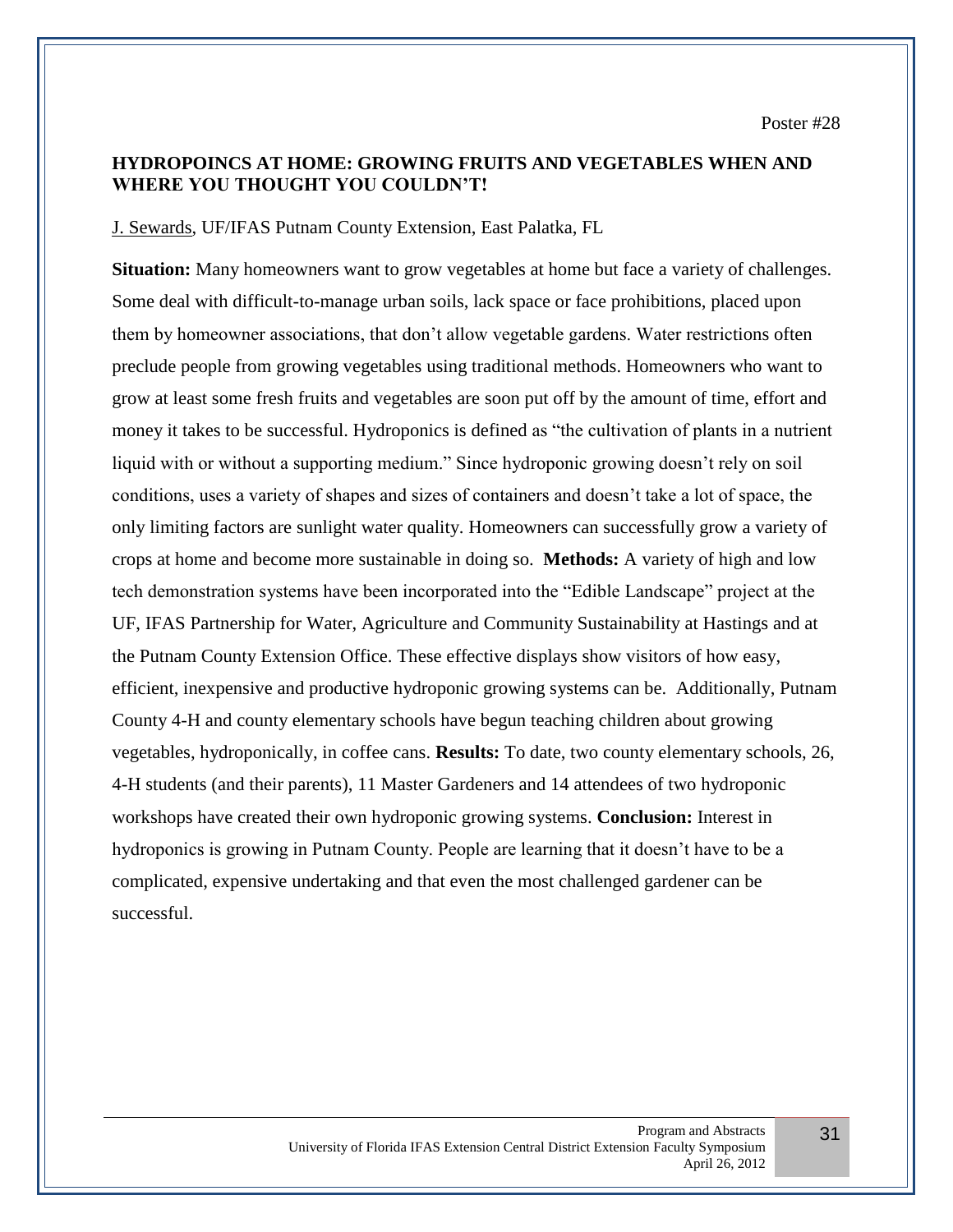Poster #28

## HYDROPOINCS AT HOME: GROWING FRUITS AND VEGETABLES WHEN AND WHERE YOU THOUGHT YOU COULDN'T!

J. Sewards, UF/IFAS Putnam County Extension, East Palatka, FL

**Situation:** Many homeowners want to grow vegetables at home but face a variety of challenges. Some deal with difficult-to-manage urban soils, lack space or face prohibitions, placed upon them by homeowner associations, that don't allow vegetable gardens. Water restrictions often preclude people from growing vegetables using traditional methods. Homeowners who want to grow at least some fresh fruits and vegetables are soon put off by the amount of time, effort and money it takes to be successful. Hydroponics is defined as "the cultivation of plants in a nutrient liquid with or without a supporting medium." Since hydroponic growing doesn't rely on soil conditions, uses a variety of shapes and sizes of containers and doesn't take a lot of space, the only limiting factors are sunlight water quality. Homeowners can successfully grow a variety of crops at home and become more sustainable in doing so. **Methods:** A variety of high and low tech demonstration systems have been incorporated into the "Edible Landscape" project at the UF, IFAS Partnership for Water, Agriculture and Community Sustainability at Hastings and at the Putnam County Extension Office. These effective displays show visitors of how easy, efficient, inexpensive and productive hydroponic growing systems can be. Additionally, Putnam County 4-H and county elementary schools have begun teaching children about growing vegetables, hydroponically, in coffee cans. **Results:** To date, two county elementary schools, 26, 4-H students (and their parents), 11 Master Gardeners and 14 attendees of two hydroponic workshops have created their own hydroponic growing systems. **Conclusion:** Interest in hydroponics is growing in Putnam County. People are learning that it doesn't have to be a complicated, expensive undertaking and that even the most challenged gardener can be successful.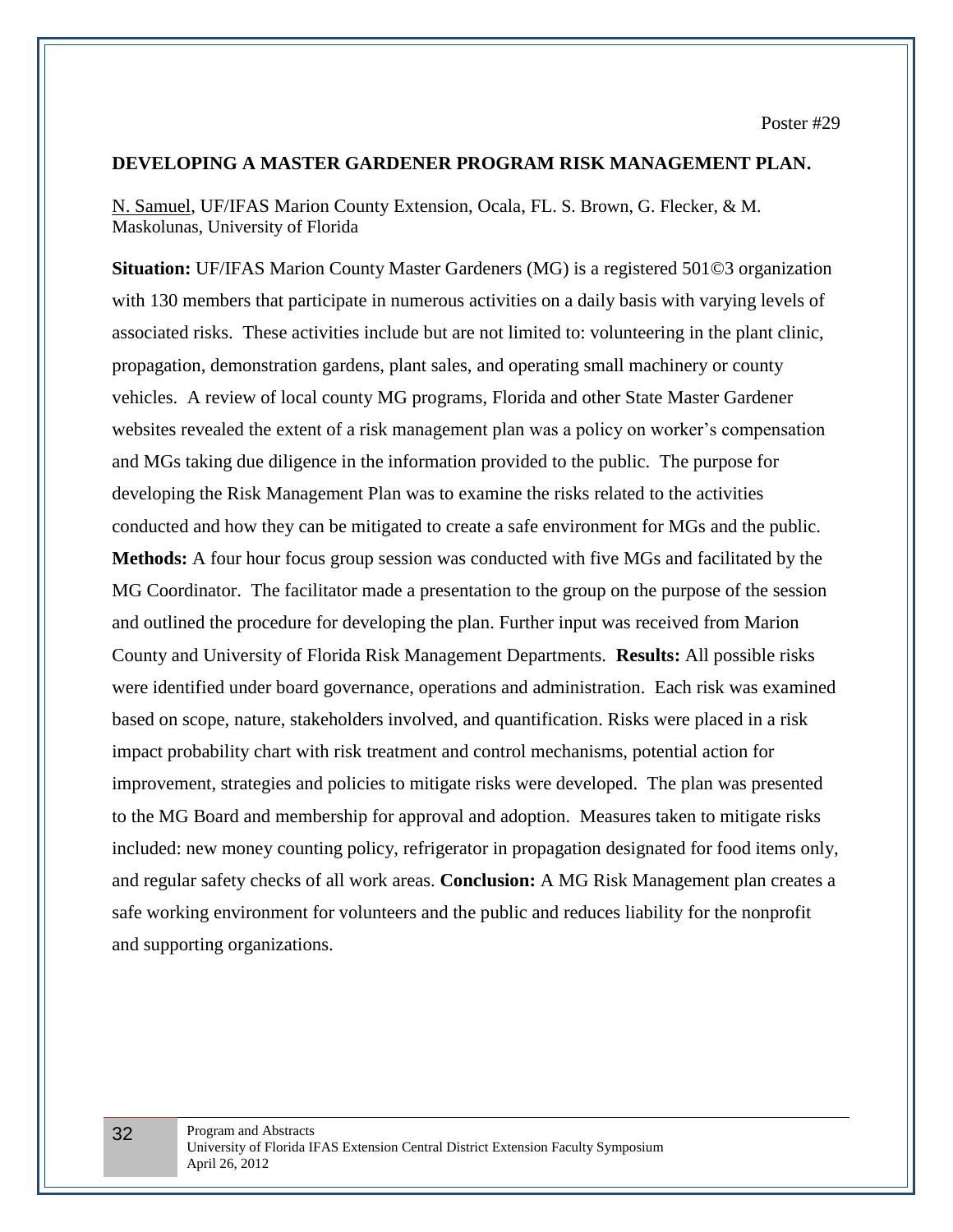Poster #29

## DEVELOPING A MASTER GARDENER PROGRAM RISK MANAGEMENT PLAN.

N. Samuel, UF/IFAS Marion County Extension, Ocala, FL. S. Brown, G. Flecker, & M. Maskolunas, University of Florida

**Situation:** UF/IFAS Marion County Master Gardeners (MG) is a registered 501©3 organization with 130 members that participate in numerous activities on a daily basis with varying levels of associated risks. These activities include but are not limited to: volunteering in the plant clinic, propagation, demonstration gardens, plant sales, and operating small machinery or county vehicles. A review of local county MG programs, Florida and other State Master Gardener websites revealed the extent of a risk management plan was a policy on worker's compensation and MGs taking due diligence in the information provided to the public. The purpose for developing the Risk Management Plan was to examine the risks related to the activities conducted and how they can be mitigated to create a safe environment for MGs and the public. **Methods:** A four hour focus group session was conducted with five MGs and facilitated by the MG Coordinator. The facilitator made a presentation to the group on the purpose of the session and outlined the procedure for developing the plan. Further input was received from Marion County and University of Florida Risk Management Departments. **Results:** All possible risks were identified under board governance, operations and administration. Each risk was examined based on scope, nature, stakeholders involved, and quantification. Risks were placed in a risk impact probability chart with risk treatment and control mechanisms, potential action for improvement, strategies and policies to mitigate risks were developed. The plan was presented to the MG Board and membership for approval and adoption. Measures taken to mitigate risks included: new money counting policy, refrigerator in propagation designated for food items only, and regular safety checks of all work areas. **Conclusion:** A MG Risk Management plan creates a safe working environment for volunteers and the public and reduces liability for the nonprofit and supporting organizations.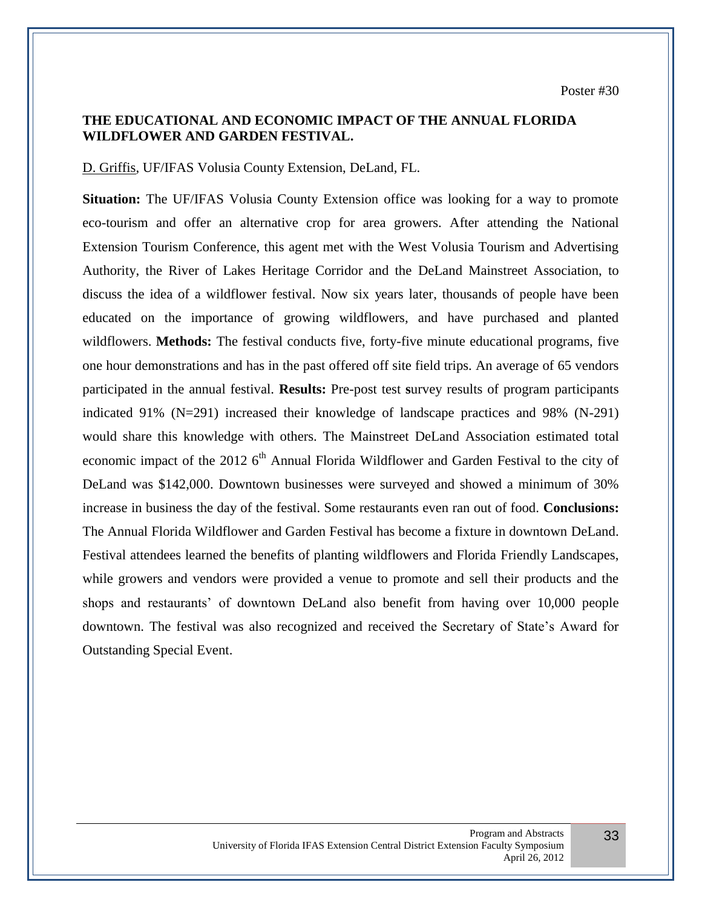Poster #30

## THE EDUCATIONAL AND ECONOMIC IMPACT OF THE ANNUAL FLORIDA WILDFLOWER AND GARDEN FESTIVAL.

D. Griffis, UF/IFAS Volusia County Extension, DeLand, FL.

**Situation:** The UF/IFAS Volusia County Extension office was looking for a way to promote eco-tourism and offer an alternative crop for area growers. After attending the National Extension Tourism Conference, this agent met with the West Volusia Tourism and Advertising Authority, the River of Lakes Heritage Corridor and the DeLand Mainstreet Association, to discuss the idea of a wildflower festival. Now six years later, thousands of people have been educated on the importance of growing wildflowers, and have purchased and planted wildflowers. **Methods:** The festival conducts five, forty-five minute educational programs, five one hour demonstrations and has in the past offered off site field trips. An average of 65 vendors participated in the annual festival. **Results:** Pre-post test **s**urvey results of program participants indicated 91% (N=291) increased their knowledge of landscape practices and 98% (N-291) would share this knowledge with others. The Mainstreet DeLand Association estimated total economic impact of the 2012 6th Annual Florida Wildflower and Garden Festival to the city of DeLand was $142,000. Downtown businesses were surveyed and showed a minimum of 30% increase in business the day of the festival. Some restaurants even ran out of food. **Conclusions:** The Annual Florida Wildflower and Garden Festival has become a fixture in downtown DeLand. Festival attendees learned the benefits of planting wildflowers and Florida Friendly Landscapes, while growers and vendors were provided a venue to promote and sell their products and the shops and restaurants' of downtown DeLand also benefit from having over 10,000 people downtown. The festival was also recognized and received the Secretary of State's Award for Outstanding Special Event.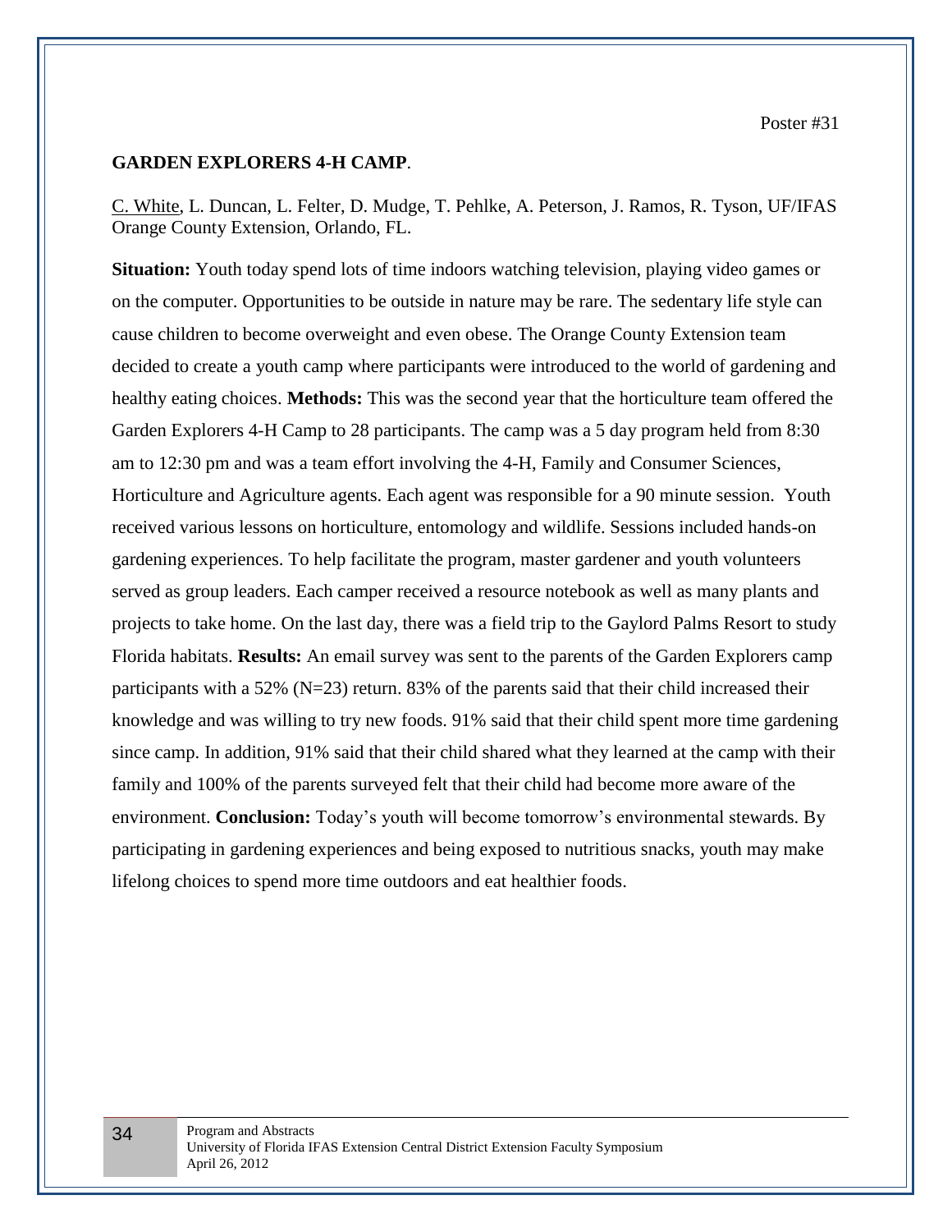Poster #31

## GARDEN EXPLORERS 4-H CAMP.

C. White, L. Duncan, L. Felter, D. Mudge, T. Pehlke, A. Peterson, J. Ramos, R. Tyson, UF/IFAS Orange County Extension, Orlando, FL.

**Situation:** Youth today spend lots of time indoors watching television, playing video games or on the computer. Opportunities to be outside in nature may be rare. The sedentary life style can cause children to become overweight and even obese. The Orange County Extension team decided to create a youth camp where participants were introduced to the world of gardening and healthy eating choices. **Methods:** This was the second year that the horticulture team offered the Garden Explorers 4-H Camp to 28 participants. The camp was a 5 day program held from 8:30 am to 12:30 pm and was a team effort involving the 4-H, Family and Consumer Sciences, Horticulture and Agriculture agents. Each agent was responsible for a 90 minute session. Youth received various lessons on horticulture, entomology and wildlife. Sessions included hands-on gardening experiences. To help facilitate the program, master gardener and youth volunteers served as group leaders. Each camper received a resource notebook as well as many plants and projects to take home. On the last day, there was a field trip to the Gaylord Palms Resort to study Florida habitats. **Results:** An email survey was sent to the parents of the Garden Explorers camp participants with a 52% (N=23) return. 83% of the parents said that their child increased their knowledge and was willing to try new foods. 91% said that their child spent more time gardening since camp. In addition, 91% said that their child shared what they learned at the camp with their family and 100% of the parents surveyed felt that their child had become more aware of the environment. **Conclusion:** Today's youth will become tomorrow's environmental stewards. By participating in gardening experiences and being exposed to nutritious snacks, youth may make lifelong choices to spend more time outdoors and eat healthier foods.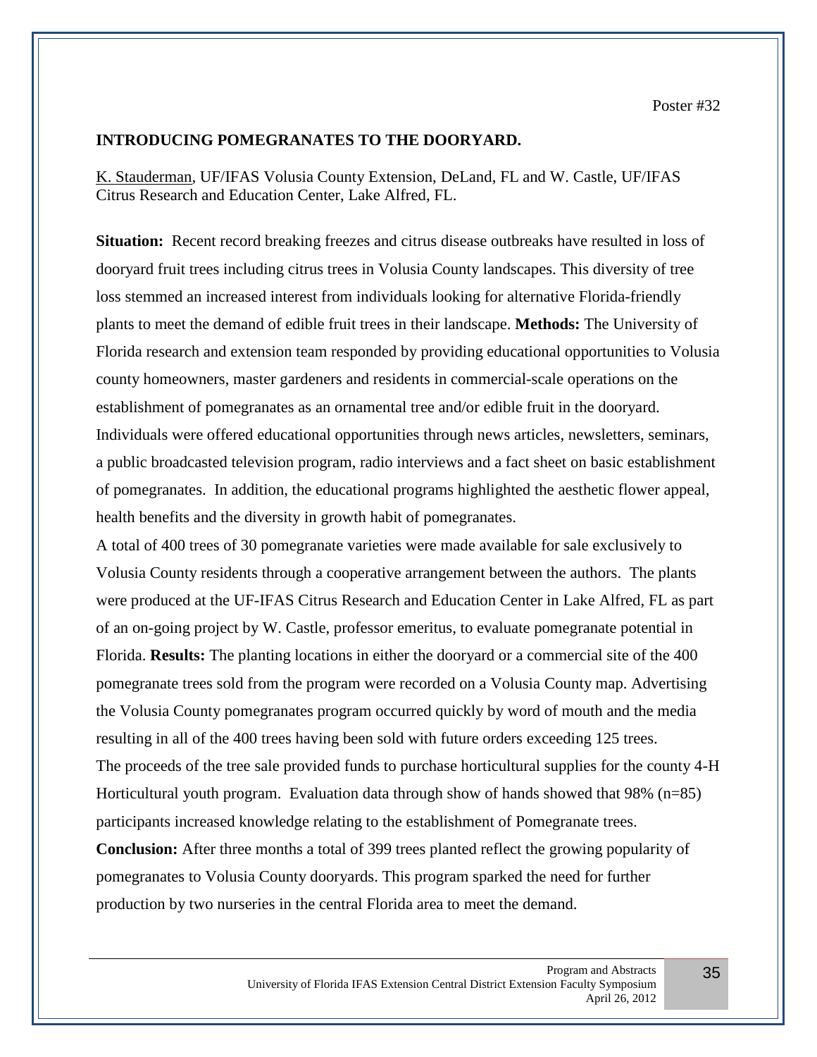Poster #32

## INTRODUCING POMEGRANATES TO THE DOORYARD.

K. Stauderman, UF/IFAS Volusia County Extension, DeLand, FL and W. Castle, UF/IFAS Citrus Research and Education Center, Lake Alfred, FL.

**Situation:** Recent record breaking freezes and citrus disease outbreaks have resulted in loss of dooryard fruit trees including citrus trees in Volusia County landscapes. This diversity of tree loss stemmed an increased interest from individuals looking for alternative Florida-friendly plants to meet the demand of edible fruit trees in their landscape. **Methods:** The University of Florida research and extension team responded by providing educational opportunities to Volusia county homeowners, master gardeners and residents in commercial-scale operations on the establishment of pomegranates as an ornamental tree and/or edible fruit in the dooryard. Individuals were offered educational opportunities through news articles, newsletters, seminars, a public broadcasted television program, radio interviews and a fact sheet on basic establishment of pomegranates. In addition, the educational programs highlighted the aesthetic flower appeal, health benefits and the diversity in growth habit of pomegranates.

A total of 400 trees of 30 pomegranate varieties were made available for sale exclusively to Volusia County residents through a cooperative arrangement between the authors. The plants were produced at the UF-IFAS Citrus Research and Education Center in Lake Alfred, FL as part of an on-going project by W. Castle, professor emeritus, to evaluate pomegranate potential in Florida. **Results:** The planting locations in either the dooryard or a commercial site of the 400 pomegranate trees sold from the program were recorded on a Volusia County map. Advertising the Volusia County pomegranates program occurred quickly by word of mouth and the media resulting in all of the 400 trees having been sold with future orders exceeding 125 trees.

The proceeds of the tree sale provided funds to purchase horticultural supplies for the county 4-H Horticultural youth program. Evaluation data through show of hands showed that 98% (n=85) participants increased knowledge relating to the establishment of Pomegranate trees.

**Conclusion:** After three months a total of 399 trees planted reflect the growing popularity of pomegranates to Volusia County dooryards. This program sparked the need for further production by two nurseries in the central Florida area to meet the demand.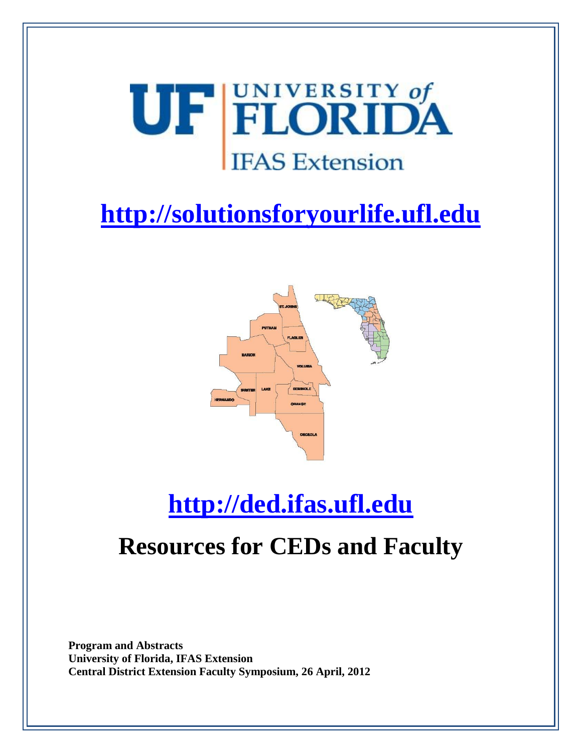UF | UNIVERSITY of FLORIDA

IFAS Extension

# http://solutionsforyourlife.ufl.edu

ST. JOHNS
PUTNAM
FLAGLER
MARION
VOLUSIA
SUMTER
LAKE
SEMINOLE
HERNANDO
ORANGE
OSCEOLA

# http://ded.ifas.ufl.edu

# Resources for CEDs and Faculty

**Program and Abstracts**
**University of Florida, IFAS Extension**
**Central District Extension Faculty Symposium, 26 April, 2012**